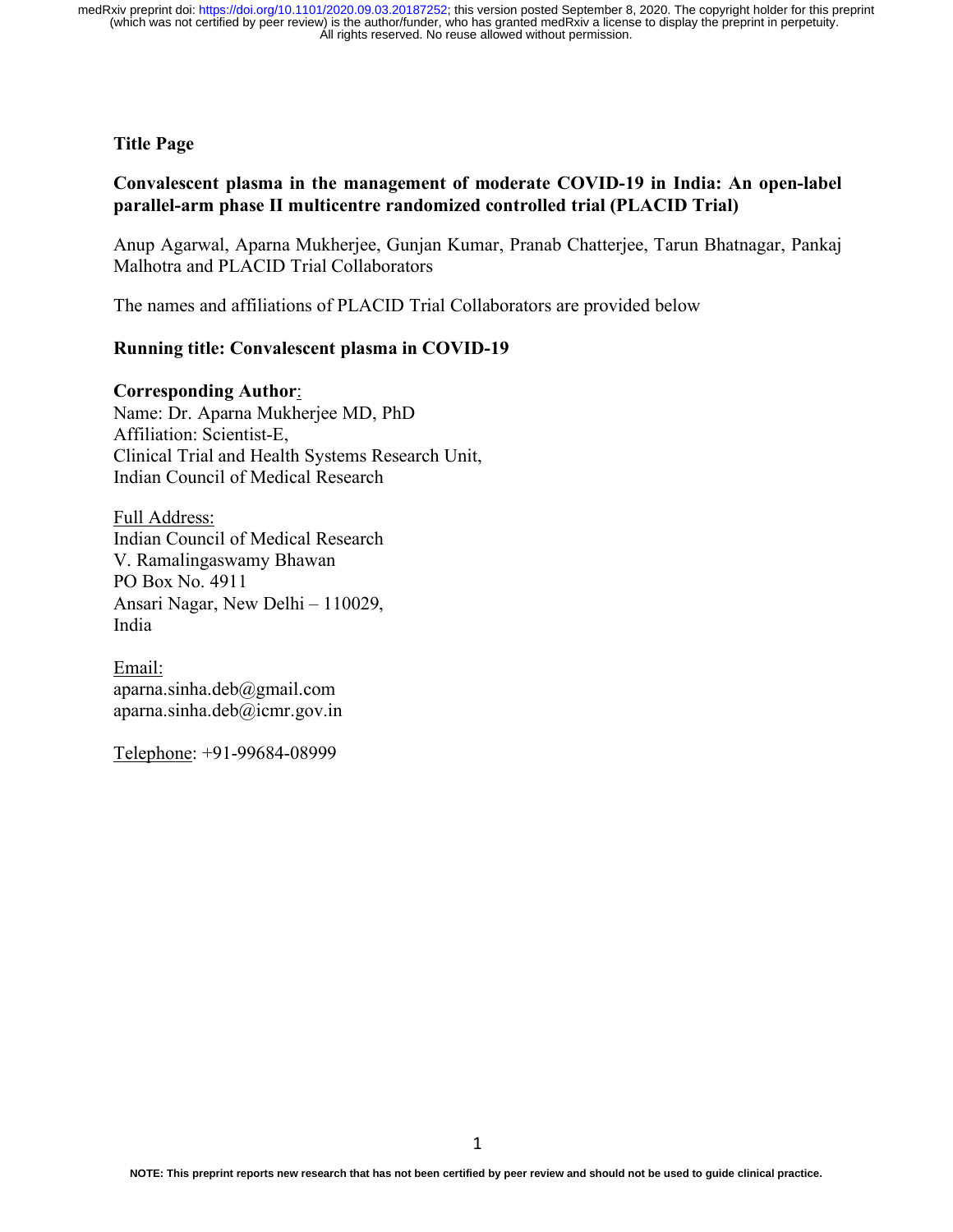**Title Page**

**Convalescent plasma in the management of moderate COVID-19 in India: An open-label parallel-arm phase II multicentre randomized controlled trial (PLACID Trial)**

Anup Agarwal, Aparna Mukherjee, Gunjan Kumar, Pranab Chatterjee, Tarun Bhatnagar, Pankaj Malhotra and PLACID Trial Collaborators

The names and affiliations of PLACID Trial Collaborators are provided below

**Running title: Convalescent plasma in COVID-19**

**Corresponding Author**:
Name: Dr. Aparna Mukherjee MD, PhD
Affiliation: Scientist-E,
Clinical Trial and Health Systems Research Unit,
Indian Council of Medical Research

Full Address:
Indian Council of Medical Research
V. Ramalingaswamy Bhawan
PO Box No. 4911
Ansari Nagar, New Delhi – 110029,
India

Email:
aparna.sinha.deb@gmail.com
aparna.sinha.deb@icmr.gov.in

Telephone: +91-99684-08999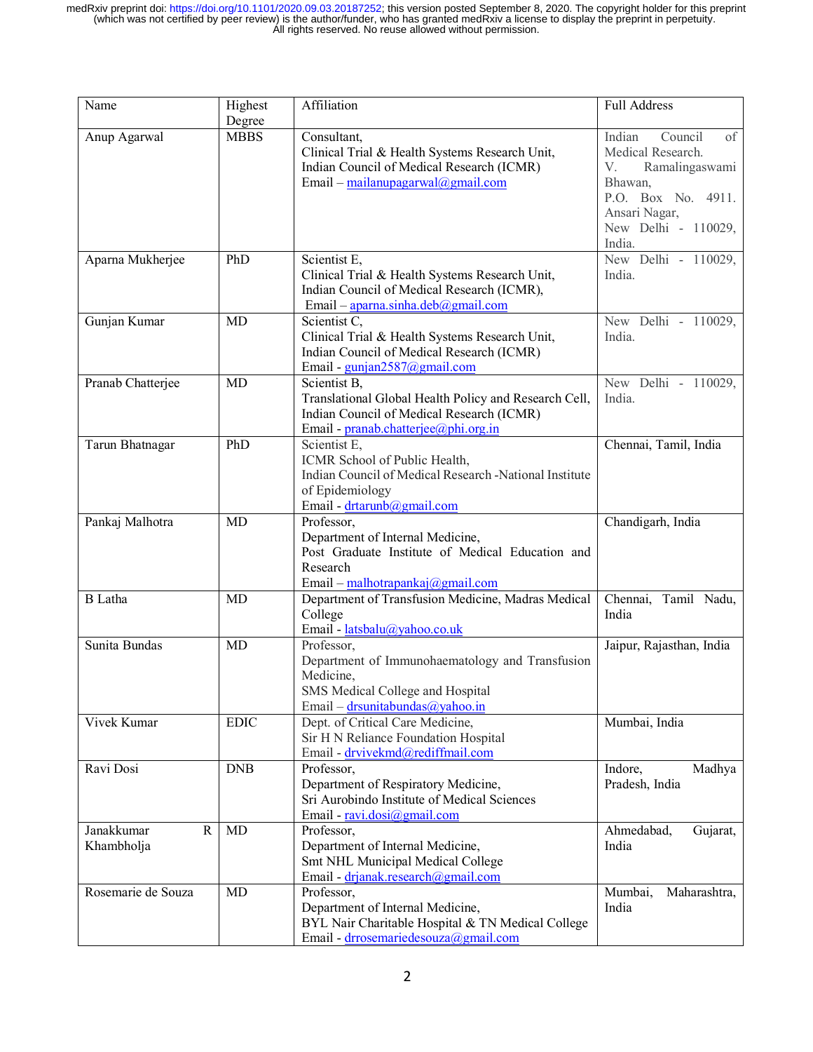| Name | Highest Degree | Affiliation | Full Address |
|---|---|---|---|
| Anup Agarwal | MBBS | Consultant,<br>Clinical Trial & Health Systems Research Unit,<br>Indian Council of Medical Research (ICMR)<br>Email – mailanupagarwal@gmail.com | Indian Council of Medical Research.<br>V. Ramalingaswami Bhawan,<br>P.O. Box No. 4911. Ansari Nagar,<br>New Delhi - 110029, India. |
| Aparna Mukherjee | PhD | Scientist E,<br>Clinical Trial & Health Systems Research Unit,<br>Indian Council of Medical Research (ICMR),<br>Email – aparna.sinha.deb@gmail.com | New Delhi - 110029, India. |
| Gunjan Kumar | MD | Scientist C,<br>Clinical Trial & Health Systems Research Unit,<br>Indian Council of Medical Research (ICMR)<br>Email - gunjan2587@gmail.com | New Delhi - 110029, India. |
| Pranab Chatterjee | MD | Scientist B,<br>Translational Global Health Policy and Research Cell,<br>Indian Council of Medical Research (ICMR)<br>Email - pranab.chatterjee@phi.org.in | New Delhi - 110029, India. |
| Tarun Bhatnagar | PhD | Scientist E,<br>ICMR School of Public Health,<br>Indian Council of Medical Research -National Institute of Epidemiology<br>Email - drtarunb@gmail.com | Chennai, Tamil, India |
| Pankaj Malhotra | MD | Professor,<br>Department of Internal Medicine,<br>Post Graduate Institute of Medical Education and Research<br>Email – malhotrapankaj@gmail.com | Chandigarh, India |
| B Latha | MD | Department of Transfusion Medicine, Madras Medical College<br>Email - latsbalu@yahoo.co.uk | Chennai, Tamil Nadu, India |
| Sunita Bundas | MD | Professor,<br>Department of Immunohaematology and Transfusion Medicine,<br>SMS Medical College and Hospital<br>Email – drsunitabundas@yahoo.in | Jaipur, Rajasthan, India |
| Vivek Kumar | EDIC | Dept. of Critical Care Medicine,<br>Sir H N Reliance Foundation Hospital<br>Email - drvivekmd@rediffmail.com | Mumbai, India |
| Ravi Dosi | DNB | Professor,<br>Department of Respiratory Medicine,<br>Sri Aurobindo Institute of Medical Sciences<br>Email - ravi.dosi@gmail.com | Indore, Madhya Pradesh, India |
| Janakkumar R Khambholja | MD | Professor,<br>Department of Internal Medicine,<br>Smt NHL Municipal Medical College<br>Email - drjanak.research@gmail.com | Ahmedabad, Gujarat, India |
| Rosemarie de Souza | MD | Professor,<br>Department of Internal Medicine,<br>BYL Nair Charitable Hospital & TN Medical College<br>Email - drrosemariedesouza@gmail.com | Mumbai, Maharashtra, India |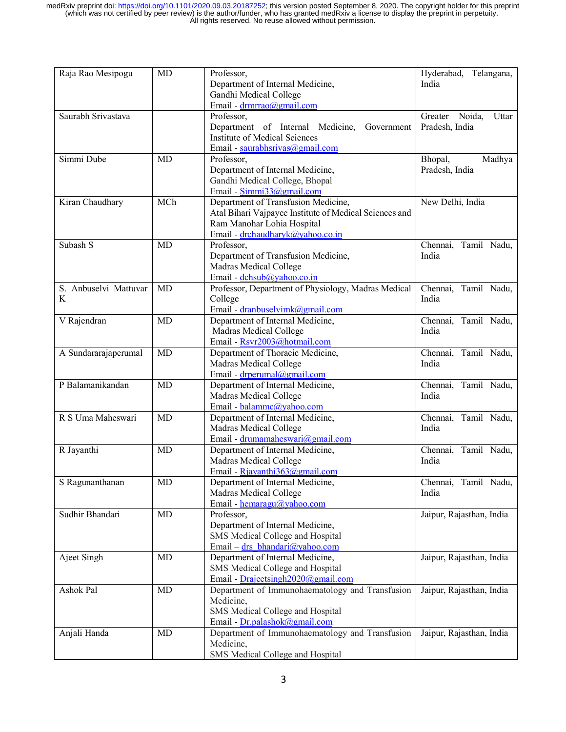| | | | |
|---|---|---|---|
| Raja Rao Mesipogu | MD | Professor,<br>Department of Internal Medicine,<br>Gandhi Medical College<br>Email - drmrrao@gmail.com | Hyderabad, Telangana, India |
| Saurabh Srivastava | | Professor,<br>Department of Internal Medicine, Government Institute of Medical Sciences<br>Email - saurabhsrivas@gmail.com | Greater Noida, Uttar Pradesh, India |
| Simmi Dube | MD | Professor,<br>Department of Internal Medicine,<br>Gandhi Medical College, Bhopal<br>Email - Simmi33@gmail.com | Bhopal, Madhya Pradesh, India |
| Kiran Chaudhary | MCh | Department of Transfusion Medicine,<br>Atal Bihari Vajpayee Institute of Medical Sciences and Ram Manohar Lohia Hospital<br>Email - drchaudharyk@yahoo.co.in | New Delhi, India |
| Subash S | MD | Professor,<br>Department of Transfusion Medicine,<br>Madras Medical College<br>Email - dchsub@yahoo.co.in | Chennai, Tamil Nadu, India |
| S. Anbuselvi Mattuvar K | MD | Professor, Department of Physiology, Madras Medical College<br>Email - dranbuselvimk@gmail.com | Chennai, Tamil Nadu, India |
| V Rajendran | MD | Department of Internal Medicine,<br>Madras Medical College<br>Email - Rsvr2003@hotmail.com | Chennai, Tamil Nadu, India |
| A Sundararajaperumal | MD | Department of Thoracic Medicine,<br>Madras Medical College<br>Email - drperumal@gmail.com | Chennai, Tamil Nadu, India |
| P Balamanikandan | MD | Department of Internal Medicine,<br>Madras Medical College<br>Email - balammc@yahoo.com | Chennai, Tamil Nadu, India |
| R S Uma Maheswari | MD | Department of Internal Medicine,<br>Madras Medical College<br>Email - drumamaheswari@gmail.com | Chennai, Tamil Nadu, India |
| R Jayanthi | MD | Department of Internal Medicine,<br>Madras Medical College<br>Email - Rjayanthi363@gmail.com | Chennai, Tamil Nadu, India |
| S Ragunanthanan | MD | Department of Internal Medicine,<br>Madras Medical College<br>Email - hemaragu@yahoo.com | Chennai, Tamil Nadu, India |
| Sudhir Bhandari | MD | Professor,<br>Department of Internal Medicine,<br>SMS Medical College and Hospital<br>Email – drs_bhandari@yahoo.com | Jaipur, Rajasthan, India |
| Ajeet Singh | MD | Department of Internal Medicine,<br>SMS Medical College and Hospital<br>Email - Drajeetsingh2020@gmail.com | Jaipur, Rajasthan, India |
| Ashok Pal | MD | Department of Immunohaematology and Transfusion Medicine,<br>SMS Medical College and Hospital<br>Email - Dr.palashok@gmail.com | Jaipur, Rajasthan, India |
| Anjali Handa | MD | Department of Immunohaematology and Transfusion Medicine,<br>SMS Medical College and Hospital | Jaipur, Rajasthan, India |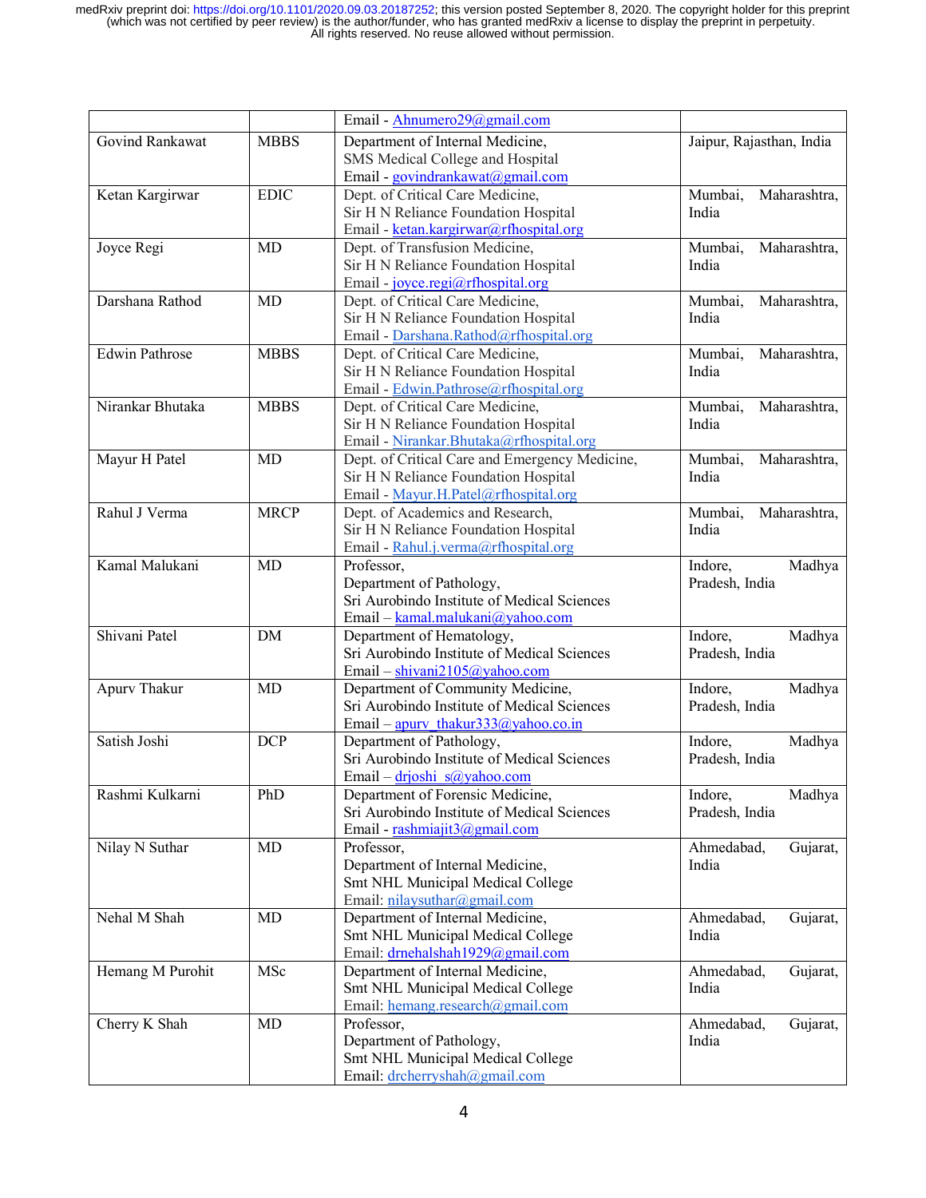| | | Email - Ahnumero29@gmail.com | |
|---|---|---|---|
| Govind Rankawat | MBBS | Department of Internal Medicine, SMS Medical College and Hospital Email - govindrankawat@gmail.com | Jaipur, Rajasthan, India |
| Ketan Kargirwar | EDIC | Dept. of Critical Care Medicine, Sir H N Reliance Foundation Hospital Email - ketan.kargirwar@rfhospital.org | Mumbai, Maharashtra, India |
| Joyce Regi | MD | Dept. of Transfusion Medicine, Sir H N Reliance Foundation Hospital Email - joyce.regi@rfhospital.org | Mumbai, Maharashtra, India |
| Darshana Rathod | MD | Dept. of Critical Care Medicine, Sir H N Reliance Foundation Hospital Email - Darshana.Rathod@rfhospital.org | Mumbai, Maharashtra, India |
| Edwin Pathrose | MBBS | Dept. of Critical Care Medicine, Sir H N Reliance Foundation Hospital Email - Edwin.Pathrose@rfhospital.org | Mumbai, Maharashtra, India |
| Nirankar Bhutaka | MBBS | Dept. of Critical Care Medicine, Sir H N Reliance Foundation Hospital Email - Nirankar.Bhutaka@rfhospital.org | Mumbai, Maharashtra, India |
| Mayur H Patel | MD | Dept. of Critical Care and Emergency Medicine, Sir H N Reliance Foundation Hospital Email - Mayur.H.Patel@rfhospital.org | Mumbai, Maharashtra, India |
| Rahul J Verma | MRCP | Dept. of Academics and Research, Sir H N Reliance Foundation Hospital Email - Rahul.j.verma@rfhospital.org | Mumbai, Maharashtra, India |
| Kamal Malukani | MD | Professor, Department of Pathology, Sri Aurobindo Institute of Medical Sciences Email – kamal.malukani@yahoo.com | Indore, Madhya Pradesh, India |
| Shivani Patel | DM | Department of Hematology, Sri Aurobindo Institute of Medical Sciences Email – shivani2105@yahoo.com | Indore, Madhya Pradesh, India |
| Apurv Thakur | MD | Department of Community Medicine, Sri Aurobindo Institute of Medical Sciences Email – apurv_thakur333@yahoo.co.in | Indore, Madhya Pradesh, India |
| Satish Joshi | DCP | Department of Pathology, Sri Aurobindo Institute of Medical Sciences Email – drjoshi_s@yahoo.com | Indore, Madhya Pradesh, India |
| Rashmi Kulkarni | PhD | Department of Forensic Medicine, Sri Aurobindo Institute of Medical Sciences Email - rashmiajit3@gmail.com | Indore, Madhya Pradesh, India |
| Nilay N Suthar | MD | Professor, Department of Internal Medicine, Smt NHL Municipal Medical College Email: nilaysuthar@gmail.com | Ahmedabad, Gujarat, India |
| Nehal M Shah | MD | Department of Internal Medicine, Smt NHL Municipal Medical College Email: drnehalshah1929@gmail.com | Ahmedabad, Gujarat, India |
| Hemang M Purohit | MSc | Department of Internal Medicine, Smt NHL Municipal Medical College Email: hemang.research@gmail.com | Ahmedabad, Gujarat, India |
| Cherry K Shah | MD | Professor, Department of Pathology, Smt NHL Municipal Medical College Email: drcherryshah@gmail.com | Ahmedabad, Gujarat, India |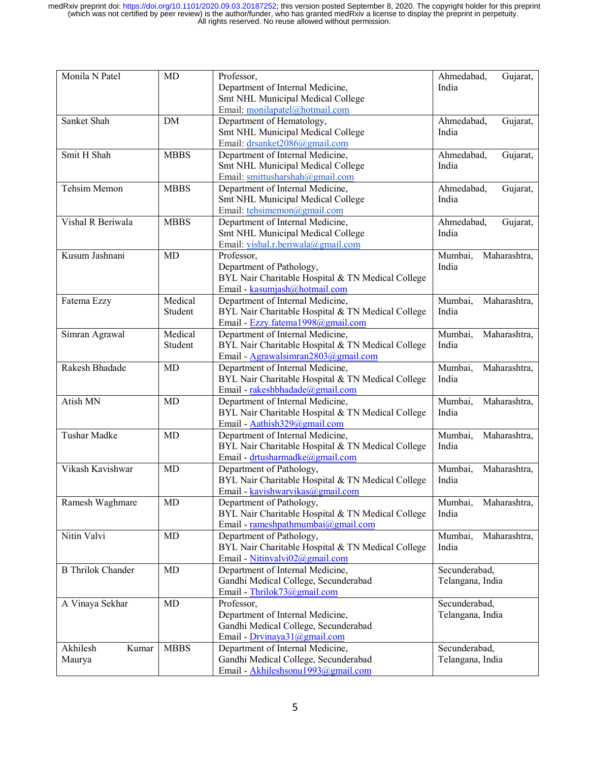| Monila N Patel | MD | Professor,<br>Department of Internal Medicine,<br>Smt NHL Municipal Medical College<br>Email: monilapatel@hotmail.com | Ahmedabad, Gujarat, India |
|---|---|---|---|
| Sanket Shah | DM | Department of Hematology,<br>Smt NHL Municipal Medical College<br>Email: drsanket2086@gmail.com | Ahmedabad, Gujarat, India |
| Smit H Shah | MBBS | Department of Internal Medicine,<br>Smt NHL Municipal Medical College<br>Email: smittusharshah@gmail.com | Ahmedabad, Gujarat, India |
| Tehsim Memon | MBBS | Department of Internal Medicine,<br>Smt NHL Municipal Medical College<br>Email: tehsimemon@gmail.com | Ahmedabad, Gujarat, India |
| Vishal R Beriwala | MBBS | Department of Internal Medicine,<br>Smt NHL Municipal Medical College<br>Email: vishal.r.beriwala@gmail.com | Ahmedabad, Gujarat, India |
| Kusum Jashnani | MD | Professor,<br>Department of Pathology,<br>BYL Nair Charitable Hospital & TN Medical College<br>Email - kasumjash@hotmail.com | Mumbai, Maharashtra, India |
| Fatema Ezzy | Medical Student | Department of Internal Medicine,<br>BYL Nair Charitable Hospital & TN Medical College<br>Email - Ezzy.fatema1998@gmail.com | Mumbai, Maharashtra, India |
| Simran Agrawal | Medical Student | Department of Internal Medicine,<br>BYL Nair Charitable Hospital & TN Medical College<br>Email - Agrawalsimran2803@gmail.com | Mumbai, Maharashtra, India |
| Rakesh Bhadade | MD | Department of Internal Medicine,<br>BYL Nair Charitable Hospital & TN Medical College<br>Email - rakeshbhadade@gmail.com | Mumbai, Maharashtra, India |
| Atish MN | MD | Department of Internal Medicine,<br>BYL Nair Charitable Hospital & TN Medical College<br>Email - Aathish329@gmail.com | Mumbai, Maharashtra, India |
| Tushar Madke | MD | Department of Internal Medicine,<br>BYL Nair Charitable Hospital & TN Medical College<br>Email - drtusharmadke@gmail.com | Mumbai, Maharashtra, India |
| Vikash Kavishwar | MD | Department of Pathology,<br>BYL Nair Charitable Hospital & TN Medical College<br>Email - kavishwarvikas@gmail.com | Mumbai, Maharashtra, India |
| Ramesh Waghmare | MD | Department of Pathology,<br>BYL Nair Charitable Hospital & TN Medical College<br>Email - rameshpathmumbai@gmail.com | Mumbai, Maharashtra, India |
| Nitin Valvi | MD | Department of Pathology,<br>BYL Nair Charitable Hospital & TN Medical College<br>Email - Nitinvalvi02@gmail.com | Mumbai, Maharashtra, India |
| B Thrilok Chander | MD | Department of Internal Medicine,<br>Gandhi Medical College, Secunderabad<br>Email - Thrilok73@gmail.com | Secunderabad, Telangana, India |
| A Vinaya Sekhar | MD | Professor,<br>Department of Internal Medicine,<br>Gandhi Medical College, Secunderabad<br>Email - Drvinaya31@gmail.com | Secunderabad, Telangana, India |
| Akhilesh Kumar Maurya | MBBS | Department of Internal Medicine,<br>Gandhi Medical College, Secunderabad<br>Email - Akhileshsonu1993@gmail.com | Secunderabad, Telangana, India |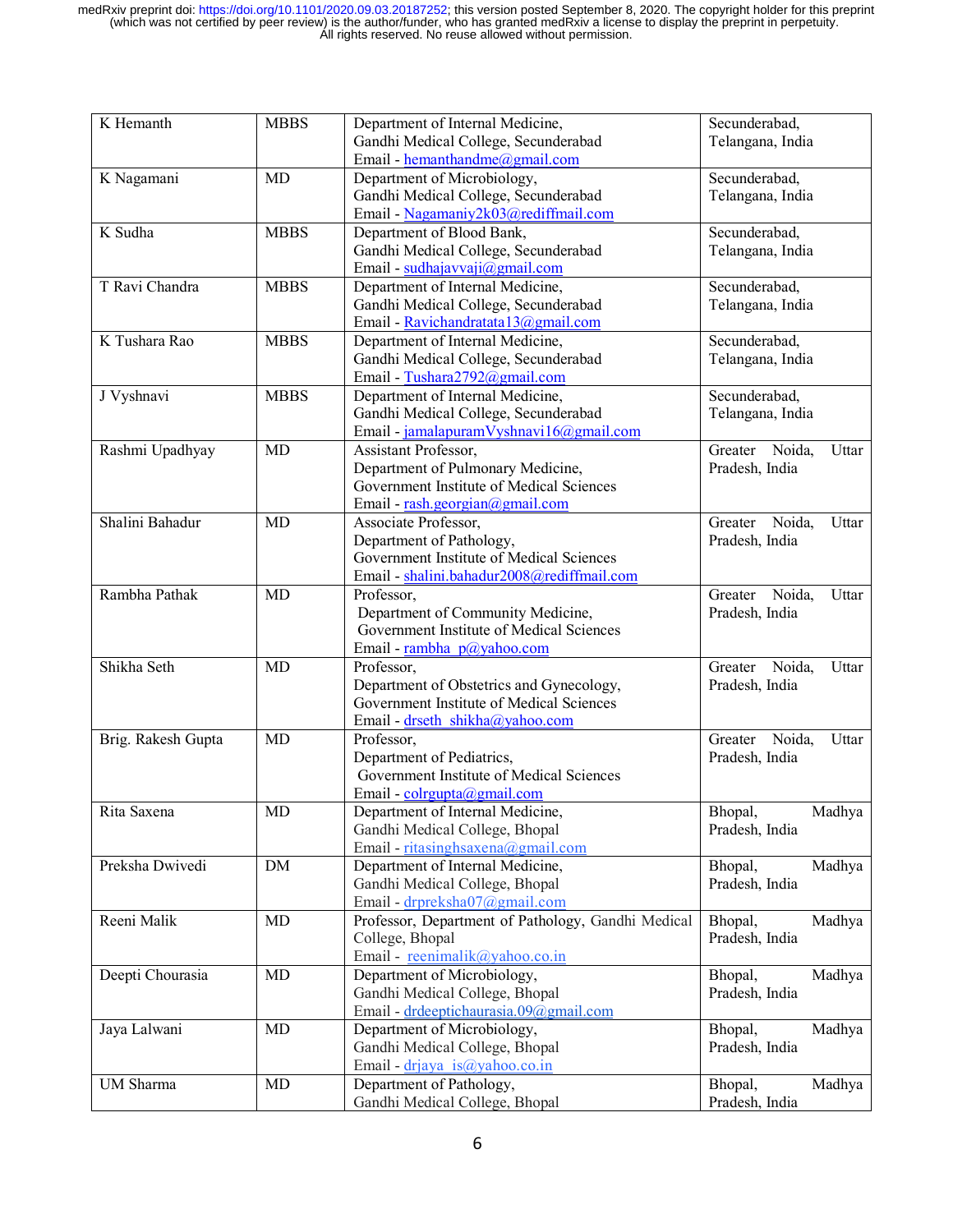| K Hemanth | MBBS | Department of Internal Medicine, Gandhi Medical College, Secunderabad Email - hemanthandme@gmail.com | Secunderabad, Telangana, India |
|---|---|---|---|
| K Nagamani | MD | Department of Microbiology, Gandhi Medical College, Secunderabad Email - Nagamaniy2k03@rediffmail.com | Secunderabad, Telangana, India |
| K Sudha | MBBS | Department of Blood Bank, Gandhi Medical College, Secunderabad Email - sudhajavvaji@gmail.com | Secunderabad, Telangana, India |
| T Ravi Chandra | MBBS | Department of Internal Medicine, Gandhi Medical College, Secunderabad Email - Ravichandratata13@gmail.com | Secunderabad, Telangana, India |
| K Tushara Rao | MBBS | Department of Internal Medicine, Gandhi Medical College, Secunderabad Email - Tushara2792@gmail.com | Secunderabad, Telangana, India |
| J Vyshnavi | MBBS | Department of Internal Medicine, Gandhi Medical College, Secunderabad Email - jamalapuramVyshnavi16@gmail.com | Secunderabad, Telangana, India |
| Rashmi Upadhyay | MD | Assistant Professor, Department of Pulmonary Medicine, Government Institute of Medical Sciences Email - rash.georgian@gmail.com | Greater Noida, Uttar Pradesh, India |
| Shalini Bahadur | MD | Associate Professor, Department of Pathology, Government Institute of Medical Sciences Email - shalini.bahadur2008@rediffmail.com | Greater Noida, Uttar Pradesh, India |
| Rambha Pathak | MD | Professor, Department of Community Medicine, Government Institute of Medical Sciences Email - rambha_p@yahoo.com | Greater Noida, Uttar Pradesh, India |
| Shikha Seth | MD | Professor, Department of Obstetrics and Gynecology, Government Institute of Medical Sciences Email - drseth_shikha@yahoo.com | Greater Noida, Uttar Pradesh, India |
| Brig. Rakesh Gupta | MD | Professor, Department of Pediatrics, Government Institute of Medical Sciences Email - colrgupta@gmail.com | Greater Noida, Uttar Pradesh, India |
| Rita Saxena | MD | Department of Internal Medicine, Gandhi Medical College, Bhopal Email - ritasinghsaxena@gmail.com | Bhopal, Madhya Pradesh, India |
| Preksha Dwivedi | DM | Department of Internal Medicine, Gandhi Medical College, Bhopal Email - drpreksha07@gmail.com | Bhopal, Madhya Pradesh, India |
| Reeni Malik | MD | Professor, Department of Pathology, Gandhi Medical College, Bhopal Email - reenimalik@yahoo.co.in | Bhopal, Madhya Pradesh, India |
| Deepti Chourasia | MD | Department of Microbiology, Gandhi Medical College, Bhopal Email - drdeeptichaurasia.09@gmail.com | Bhopal, Madhya Pradesh, India |
| Jaya Lalwani | MD | Department of Microbiology, Gandhi Medical College, Bhopal Email - drjaya_is@yahoo.co.in | Bhopal, Madhya Pradesh, India |
| UM Sharma | MD | Department of Pathology, Gandhi Medical College, Bhopal | Bhopal, Madhya Pradesh, India |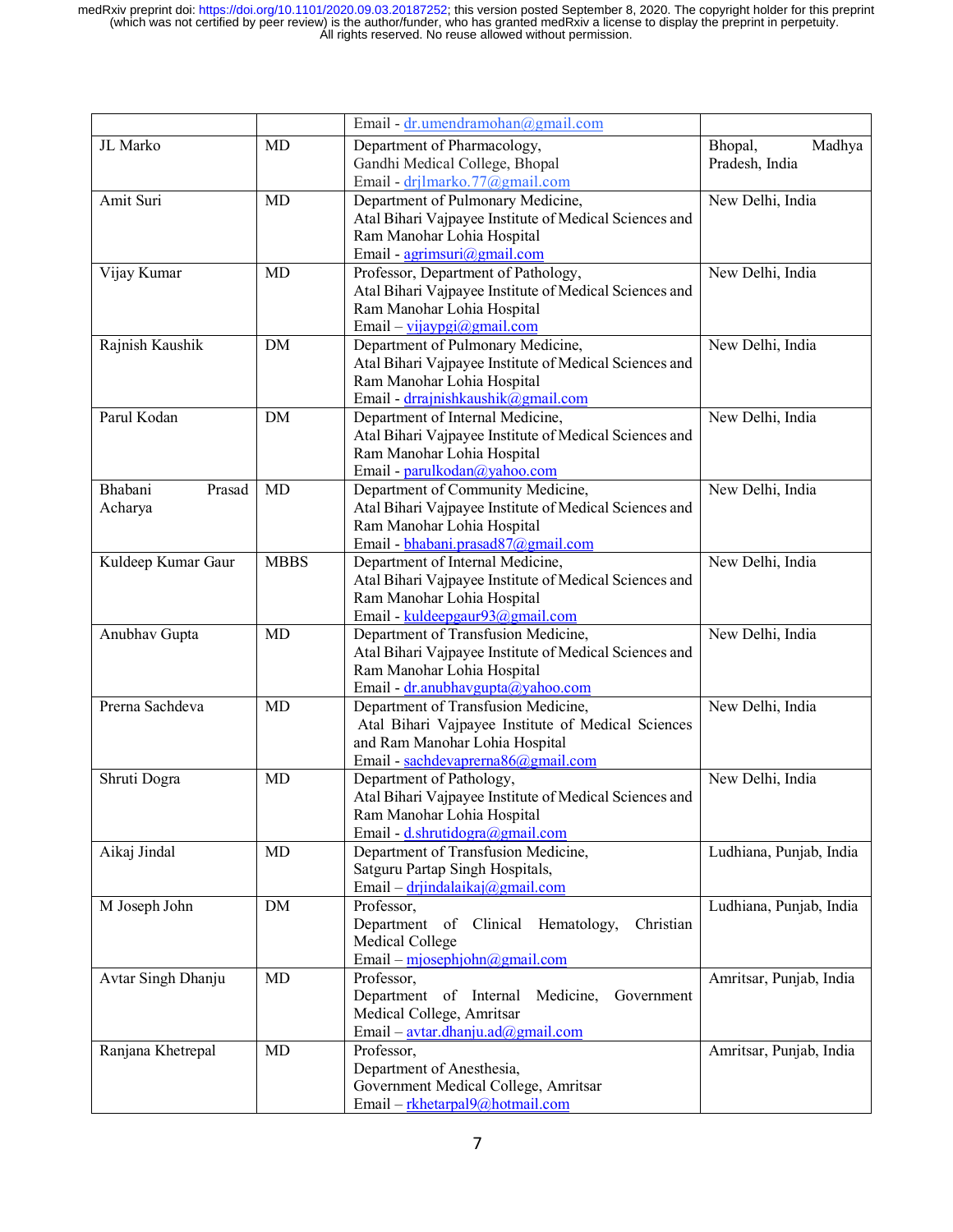| | | Email - dr.umendramohan@gmail.com | |
|---|---|---|---|
| JL Marko | MD | Department of Pharmacology, Gandhi Medical College, Bhopal Email - drjlmarko.77@gmail.com | Bhopal, Madhya Pradesh, India |
| Amit Suri | MD | Department of Pulmonary Medicine, Atal Bihari Vajpayee Institute of Medical Sciences and Ram Manohar Lohia Hospital Email - agrimsuri@gmail.com | New Delhi, India |
| Vijay Kumar | MD | Professor, Department of Pathology, Atal Bihari Vajpayee Institute of Medical Sciences and Ram Manohar Lohia Hospital Email – vijaypgi@gmail.com | New Delhi, India |
| Rajnish Kaushik | DM | Department of Pulmonary Medicine, Atal Bihari Vajpayee Institute of Medical Sciences and Ram Manohar Lohia Hospital Email - drrajnishkaushik@gmail.com | New Delhi, India |
| Parul Kodan | DM | Department of Internal Medicine, Atal Bihari Vajpayee Institute of Medical Sciences and Ram Manohar Lohia Hospital Email - parulkodan@yahoo.com | New Delhi, India |
| Bhabani Prasad Acharya | MD | Department of Community Medicine, Atal Bihari Vajpayee Institute of Medical Sciences and Ram Manohar Lohia Hospital Email - bhabani.prasad87@gmail.com | New Delhi, India |
| Kuldeep Kumar Gaur | MBBS | Department of Internal Medicine, Atal Bihari Vajpayee Institute of Medical Sciences and Ram Manohar Lohia Hospital Email - kuldeepgaur93@gmail.com | New Delhi, India |
| Anubhav Gupta | MD | Department of Transfusion Medicine, Atal Bihari Vajpayee Institute of Medical Sciences and Ram Manohar Lohia Hospital Email - dr.anubhavgupta@yahoo.com | New Delhi, India |
| Prerna Sachdeva | MD | Department of Transfusion Medicine, Atal Bihari Vajpayee Institute of Medical Sciences and Ram Manohar Lohia Hospital Email - sachdevaprerna86@gmail.com | New Delhi, India |
| Shruti Dogra | MD | Department of Pathology, Atal Bihari Vajpayee Institute of Medical Sciences and Ram Manohar Lohia Hospital Email - d.shrutidogra@gmail.com | New Delhi, India |
| Aikaj Jindal | MD | Department of Transfusion Medicine, Satguru Partap Singh Hospitals, Email – drjindalaikaj@gmail.com | Ludhiana, Punjab, India |
| M Joseph John | DM | Professor, Department of Clinical Hematology, Christian Medical College Email – mjosephjohn@gmail.com | Ludhiana, Punjab, India |
| Avtar Singh Dhanju | MD | Professor, Department of Internal Medicine, Government Medical College, Amritsar Email – avtar.dhanju.ad@gmail.com | Amritsar, Punjab, India |
| Ranjana Khetrepal | MD | Professor, Department of Anesthesia, Government Medical College, Amritsar Email – rkhetarpal9@hotmail.com | Amritsar, Punjab, India |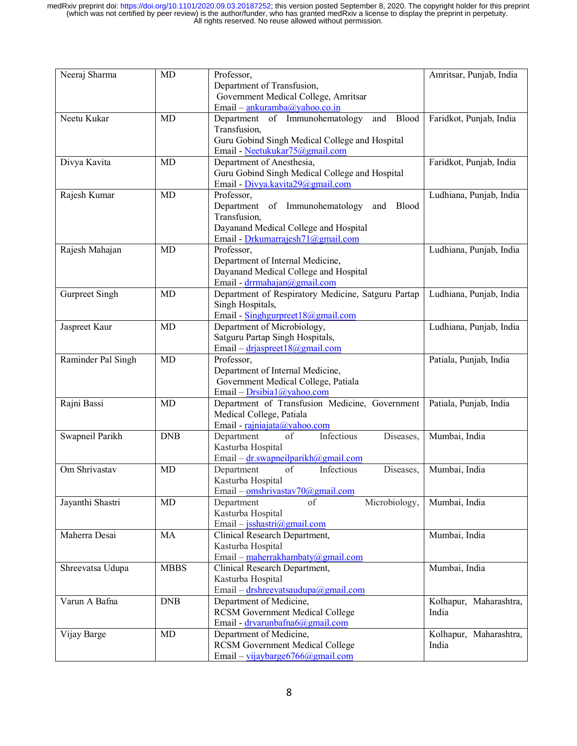| Neeraj Sharma | MD | Professor, Department of Transfusion, Government Medical College, Amritsar Email – ankuramba@yahoo.co.in | Amritsar, Punjab, India |
|---|---|---|---|
| Neetu Kukar | MD | Department of Immunohematology and Blood Transfusion, Guru Gobind Singh Medical College and Hospital Email - Neetukukar75@gmail.com | Faridkot, Punjab, India |
| Divya Kavita | MD | Department of Anesthesia, Guru Gobind Singh Medical College and Hospital Email - Divya.kavita29@gmail.com | Faridkot, Punjab, India |
| Rajesh Kumar | MD | Professor, Department of Immunohematology and Blood Transfusion, Dayanand Medical College and Hospital Email - Drkumarrajesh71@gmail.com | Ludhiana, Punjab, India |
| Rajesh Mahajan | MD | Professor, Department of Internal Medicine, Dayanand Medical College and Hospital Email - drrmahajan@gmail.com | Ludhiana, Punjab, India |
| Gurpreet Singh | MD | Department of Respiratory Medicine, Satguru Partap Singh Hospitals, Email - Singhgurpreet18@gmail.com | Ludhiana, Punjab, India |
| Jaspreet Kaur | MD | Department of Microbiology, Satguru Partap Singh Hospitals, Email – drjaspreet18@gmail.com | Ludhiana, Punjab, India |
| Raminder Pal Singh | MD | Professor, Department of Internal Medicine, Government Medical College, Patiala Email – Drsibia1@yahoo.com | Patiala, Punjab, India |
| Rajni Bassi | MD | Department of Transfusion Medicine, Government Medical College, Patiala Email - rajniajata@yahoo.com | Patiala, Punjab, India |
| Swapneil Parikh | DNB | Department of Infectious Diseases, Kasturba Hospital Email – dr.swapneilparikh@gmail.com | Mumbai, India |
| Om Shrivastav | MD | Department of Infectious Diseases, Kasturba Hospital Email – omshrivastav70@gmail.com | Mumbai, India |
| Jayanthi Shastri | MD | Department of Microbiology, Kasturba Hospital Email – jsshastri@gmail.com | Mumbai, India |
| Maherra Desai | MA | Clinical Research Department, Kasturba Hospital Email – maherrakhambaty@gmail.com | Mumbai, India |
| Shreevatsa Udupa | MBBS | Clinical Research Department, Kasturba Hospital Email – drshreevatsaudupa@gmail.com | Mumbai, India |
| Varun A Bafna | DNB | Department of Medicine, RCSM Government Medical College Email - drvarunbafna6@gmail.com | Kolhapur, Maharashtra, India |
| Vijay Barge | MD | Department of Medicine, RCSM Government Medical College Email – vijaybarge6766@gmail.com | Kolhapur, Maharashtra, India |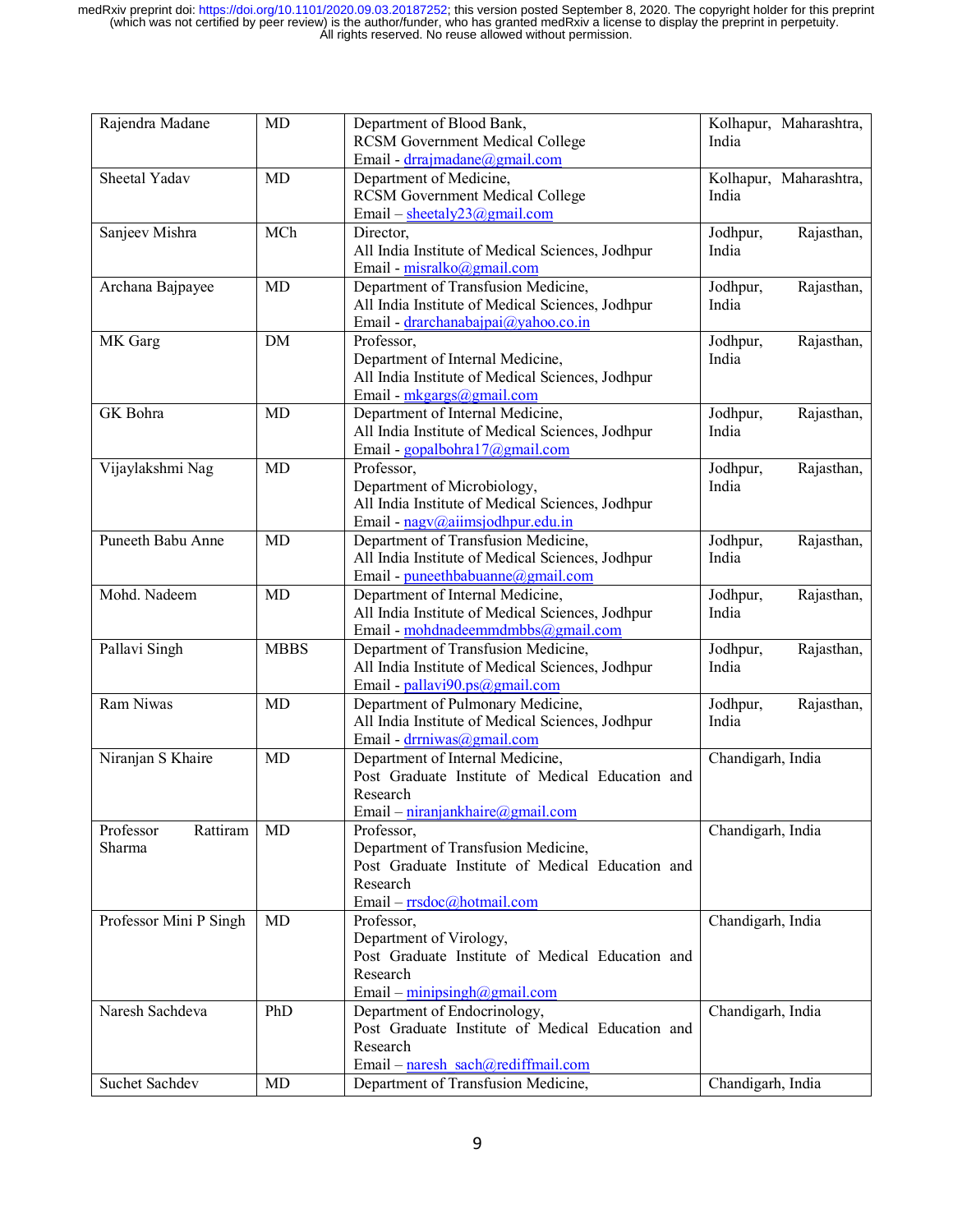| Rajendra Madane | MD | Department of Blood Bank,<br>RCSM Government Medical College<br>Email - drrajmadane@gmail.com | Kolhapur, Maharashtra, India |
|---|---|---|---|
| Sheetal Yadav | MD | Department of Medicine,<br>RCSM Government Medical College<br>Email – sheetaly23@gmail.com | Kolhapur, Maharashtra, India |
| Sanjeev Mishra | MCh | Director,<br>All India Institute of Medical Sciences, Jodhpur<br>Email - misralko@gmail.com | Jodhpur, Rajasthan, India |
| Archana Bajpayee | MD | Department of Transfusion Medicine,<br>All India Institute of Medical Sciences, Jodhpur<br>Email - drarchanabajpai@yahoo.co.in | Jodhpur, Rajasthan, India |
| MK Garg | DM | Professor,<br>Department of Internal Medicine,<br>All India Institute of Medical Sciences, Jodhpur<br>Email - mkgargs@gmail.com | Jodhpur, Rajasthan, India |
| GK Bohra | MD | Department of Internal Medicine,<br>All India Institute of Medical Sciences, Jodhpur<br>Email - gopalbohra17@gmail.com | Jodhpur, Rajasthan, India |
| Vijaylakshmi Nag | MD | Professor,<br>Department of Microbiology,<br>All India Institute of Medical Sciences, Jodhpur<br>Email - nagv@aiimsjodhpur.edu.in | Jodhpur, Rajasthan, India |
| Puneeth Babu Anne | MD | Department of Transfusion Medicine,<br>All India Institute of Medical Sciences, Jodhpur<br>Email - puneethbabuanne@gmail.com | Jodhpur, Rajasthan, India |
| Mohd. Nadeem | MD | Department of Internal Medicine,<br>All India Institute of Medical Sciences, Jodhpur<br>Email - mohdnadeemmdmbbs@gmail.com | Jodhpur, Rajasthan, India |
| Pallavi Singh | MBBS | Department of Transfusion Medicine,<br>All India Institute of Medical Sciences, Jodhpur<br>Email - pallavi90.ps@gmail.com | Jodhpur, Rajasthan, India |
| Ram Niwas | MD | Department of Pulmonary Medicine,<br>All India Institute of Medical Sciences, Jodhpur<br>Email - drrniwas@gmail.com | Jodhpur, Rajasthan, India |
| Niranjan S Khaire | MD | Department of Internal Medicine,<br>Post Graduate Institute of Medical Education and Research<br>Email – niranjankhaire@gmail.com | Chandigarh, India |
| Professor Rattiram Sharma | MD | Professor,<br>Department of Transfusion Medicine,<br>Post Graduate Institute of Medical Education and Research<br>Email – rrsdoc@hotmail.com | Chandigarh, India |
| Professor Mini P Singh | MD | Professor,<br>Department of Virology,<br>Post Graduate Institute of Medical Education and Research<br>Email – minipsingh@gmail.com | Chandigarh, India |
| Naresh Sachdeva | PhD | Department of Endocrinology,<br>Post Graduate Institute of Medical Education and Research<br>Email – naresh_sach@rediffmail.com | Chandigarh, India |
| Suchet Sachdev | MD | Department of Transfusion Medicine, | Chandigarh, India |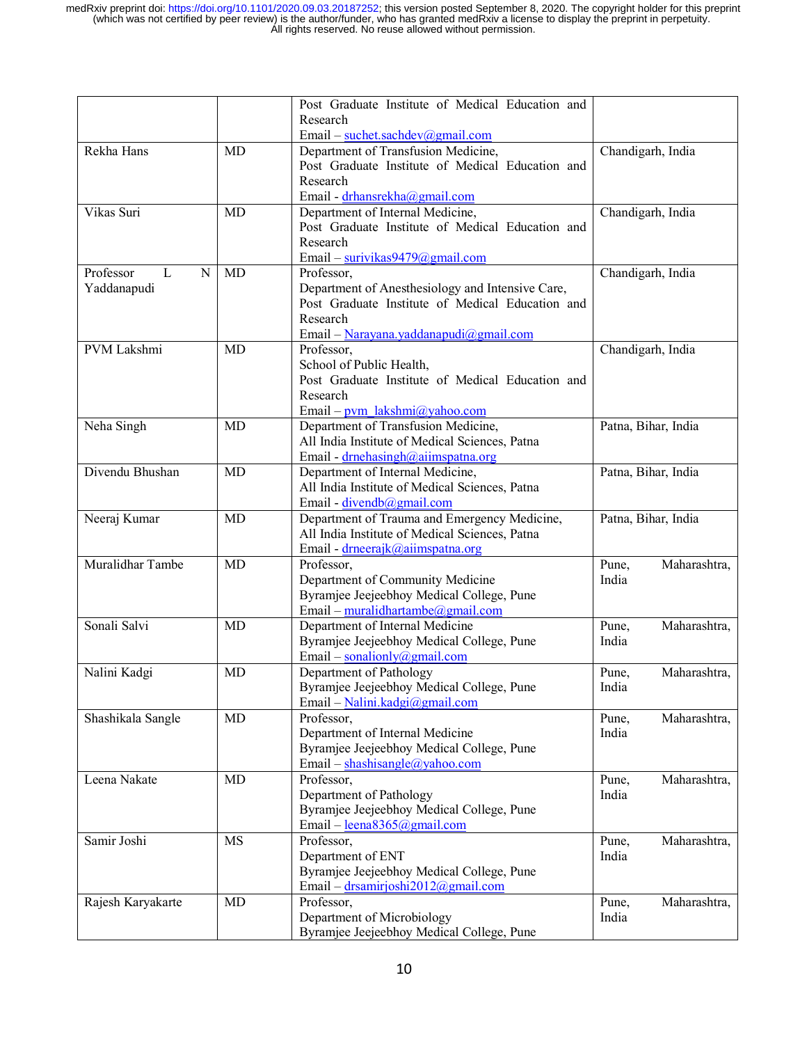|  |  | Post Graduate Institute of Medical Education and Research<br>Email – suchet.sachdev@gmail.com |  |
|---|---|---|---|
| Rekha Hans | MD | Department of Transfusion Medicine,<br>Post Graduate Institute of Medical Education and Research<br>Email - drhansrekha@gmail.com | Chandigarh, India |
| Vikas Suri | MD | Department of Internal Medicine,<br>Post Graduate Institute of Medical Education and Research<br>Email – surivikas9479@gmail.com | Chandigarh, India |
| Professor L N Yaddanapudi | MD | Professor,<br>Department of Anesthesiology and Intensive Care,<br>Post Graduate Institute of Medical Education and Research<br>Email – Narayana.yaddanapudi@gmail.com | Chandigarh, India |
| PVM Lakshmi | MD | Professor,<br>School of Public Health,<br>Post Graduate Institute of Medical Education and Research<br>Email – pvm_lakshmi@yahoo.com | Chandigarh, India |
| Neha Singh | MD | Department of Transfusion Medicine,<br>All India Institute of Medical Sciences, Patna<br>Email - drnehasingh@aiimspatna.org | Patna, Bihar, India |
| Divendu Bhushan | MD | Department of Internal Medicine,<br>All India Institute of Medical Sciences, Patna<br>Email - divendb@gmail.com | Patna, Bihar, India |
| Neeraj Kumar | MD | Department of Trauma and Emergency Medicine,<br>All India Institute of Medical Sciences, Patna<br>Email - drneerajk@aiimspatna.org | Patna, Bihar, India |
| Muralidhar Tambe | MD | Professor,<br>Department of Community Medicine<br>Byramjee Jeejeebhoy Medical College, Pune<br>Email – muralidhartambe@gmail.com | Pune, Maharashtra, India |
| Sonali Salvi | MD | Department of Internal Medicine<br>Byramjee Jeejeebhoy Medical College, Pune<br>Email – sonalionly@gmail.com | Pune, Maharashtra, India |
| Nalini Kadgi | MD | Department of Pathology<br>Byramjee Jeejeebhoy Medical College, Pune<br>Email – Nalini.kadgi@gmail.com | Pune, Maharashtra, India |
| Shashikala Sangle | MD | Professor,<br>Department of Internal Medicine<br>Byramjee Jeejeebhoy Medical College, Pune<br>Email – shashisangle@yahoo.com | Pune, Maharashtra, India |
| Leena Nakate | MD | Professor,<br>Department of Pathology<br>Byramjee Jeejeebhoy Medical College, Pune<br>Email – leena8365@gmail.com | Pune, Maharashtra, India |
| Samir Joshi | MS | Professor,<br>Department of ENT<br>Byramjee Jeejeebhoy Medical College, Pune<br>Email – drsamirjoshi2012@gmail.com | Pune, Maharashtra, India |
| Rajesh Karyakarte | MD | Professor,<br>Department of Microbiology<br>Byramjee Jeejeebhoy Medical College, Pune | Pune, Maharashtra, India |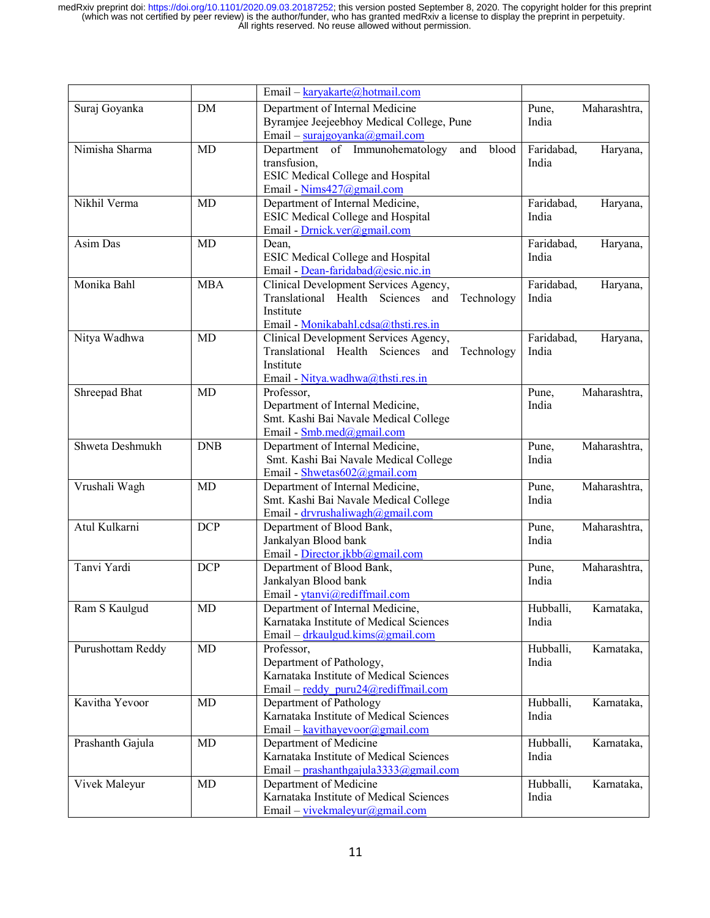| | | | |
|---|---|---|---|
| | | Email – karyakarte@hotmail.com | |
| Suraj Goyanka | DM | Department of Internal Medicine<br>Byramjee Jeejeebhoy Medical College, Pune<br>Email – surajgoyanka@gmail.com | Pune, Maharashtra, India |
| Nimisha Sharma | MD | Department of Immunohematology and blood transfusion,<br>ESIC Medical College and Hospital<br>Email - Nims427@gmail.com | Faridabad, Haryana, India |
| Nikhil Verma | MD | Department of Internal Medicine,<br>ESIC Medical College and Hospital<br>Email - Drnick.ver@gmail.com | Faridabad, Haryana, India |
| Asim Das | MD | Dean,<br>ESIC Medical College and Hospital<br>Email - Dean-faridabad@esic.nic.in | Faridabad, Haryana, India |
| Monika Bahl | MBA | Clinical Development Services Agency,<br>Translational Health Sciences and Technology Institute<br>Email - Monikabahl.cdsa@thsti.res.in | Faridabad, Haryana, India |
| Nitya Wadhwa | MD | Clinical Development Services Agency,<br>Translational Health Sciences and Technology Institute<br>Email - Nitya.wadhwa@thsti.res.in | Faridabad, Haryana, India |
| Shreepad Bhat | MD | Professor,<br>Department of Internal Medicine,<br>Smt. Kashi Bai Navale Medical College<br>Email - Smb.med@gmail.com | Pune, Maharashtra, India |
| Shweta Deshmukh | DNB | Department of Internal Medicine,<br>Smt. Kashi Bai Navale Medical College<br>Email - Shwetas602@gmail.com | Pune, Maharashtra, India |
| Vrushali Wagh | MD | Department of Internal Medicine,<br>Smt. Kashi Bai Navale Medical College<br>Email - drvrushaliwagh@gmail.com | Pune, Maharashtra, India |
| Atul Kulkarni | DCP | Department of Blood Bank,<br>Jankalyan Blood bank<br>Email - Director.jkbb@gmail.com | Pune, Maharashtra, India |
| Tanvi Yardi | DCP | Department of Blood Bank,<br>Jankalyan Blood bank<br>Email - ytanvi@rediffmail.com | Pune, Maharashtra, India |
| Ram S Kaulgud | MD | Department of Internal Medicine,<br>Karnataka Institute of Medical Sciences<br>Email – drkaulgud.kims@gmail.com | Hubballi, Karnataka, India |
| Purushottam Reddy | MD | Professor,<br>Department of Pathology,<br>Karnataka Institute of Medical Sciences<br>Email – reddy_puru24@rediffmail.com | Hubballi, Karnataka, India |
| Kavitha Yevoor | MD | Department of Pathology<br>Karnataka Institute of Medical Sciences<br>Email – kavithayevoor@gmail.com | Hubballi, Karnataka, India |
| Prashanth Gajula | MD | Department of Medicine<br>Karnataka Institute of Medical Sciences<br>Email – prashanthgajula3333@gmail.com | Hubballi, Karnataka, India |
| Vivek Maleyur | MD | Department of Medicine<br>Karnataka Institute of Medical Sciences<br>Email – vivekmaleyur@gmail.com | Hubballi, Karnataka, India |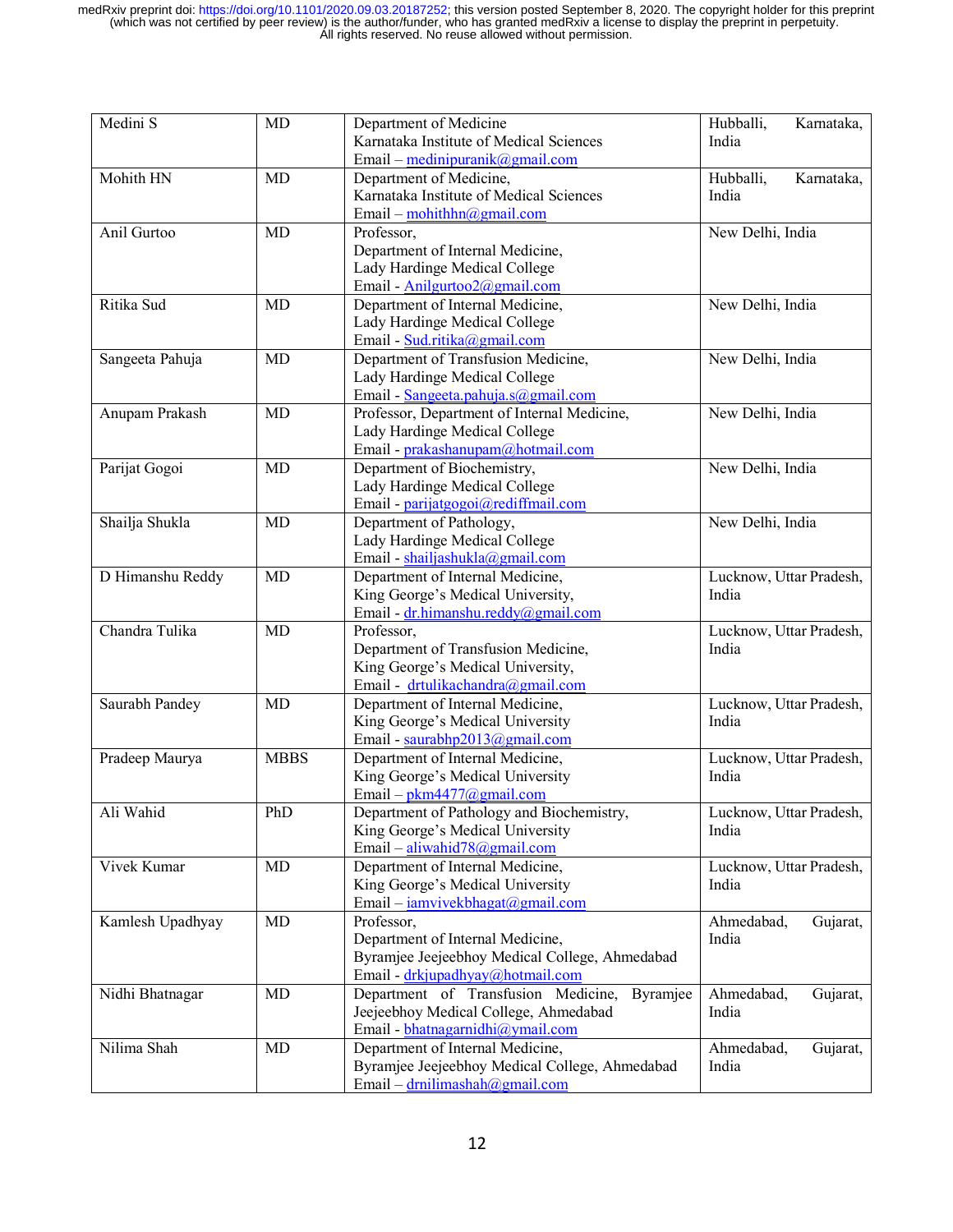| Medini S | MD | Department of Medicine<br>Karnataka Institute of Medical Sciences<br>Email – medinipuranik@gmail.com | Hubballi, Karnataka, India |
|---|---|---|---|
| Mohith HN | MD | Department of Medicine,<br>Karnataka Institute of Medical Sciences<br>Email – mohithhn@gmail.com | Hubballi, Karnataka, India |
| Anil Gurtoo | MD | Professor,<br>Department of Internal Medicine,<br>Lady Hardinge Medical College<br>Email - Anilgurtoo2@gmail.com | New Delhi, India |
| Ritika Sud | MD | Department of Internal Medicine,<br>Lady Hardinge Medical College<br>Email - Sud.ritika@gmail.com | New Delhi, India |
| Sangeeta Pahuja | MD | Department of Transfusion Medicine,<br>Lady Hardinge Medical College<br>Email - Sangeeta.pahuja.s@gmail.com | New Delhi, India |
| Anupam Prakash | MD | Professor, Department of Internal Medicine,<br>Lady Hardinge Medical College<br>Email - prakashanupam@hotmail.com | New Delhi, India |
| Parijat Gogoi | MD | Department of Biochemistry,<br>Lady Hardinge Medical College<br>Email - parijatgogoi@rediffmail.com | New Delhi, India |
| Shailja Shukla | MD | Department of Pathology,<br>Lady Hardinge Medical College<br>Email - shailjashukla@gmail.com | New Delhi, India |
| D Himanshu Reddy | MD | Department of Internal Medicine,<br>King George's Medical University,<br>Email - dr.himanshu.reddy@gmail.com | Lucknow, Uttar Pradesh, India |
| Chandra Tulika | MD | Professor,<br>Department of Transfusion Medicine,<br>King George's Medical University,<br>Email - drtulikachandra@gmail.com | Lucknow, Uttar Pradesh, India |
| Saurabh Pandey | MD | Department of Internal Medicine,<br>King George's Medical University<br>Email - saurabhp2013@gmail.com | Lucknow, Uttar Pradesh, India |
| Pradeep Maurya | MBBS | Department of Internal Medicine,<br>King George's Medical University<br>Email – pkm4477@gmail.com | Lucknow, Uttar Pradesh, India |
| Ali Wahid | PhD | Department of Pathology and Biochemistry,<br>King George's Medical University<br>Email – aliwahid78@gmail.com | Lucknow, Uttar Pradesh, India |
| Vivek Kumar | MD | Department of Internal Medicine,<br>King George's Medical University<br>Email – iamvivekbhagat@gmail.com | Lucknow, Uttar Pradesh, India |
| Kamlesh Upadhyay | MD | Professor,<br>Department of Internal Medicine,<br>Byramjee Jeejeebhoy Medical College, Ahmedabad<br>Email - drkjupadhyay@hotmail.com | Ahmedabad, Gujarat, India |
| Nidhi Bhatnagar | MD | Department of Transfusion Medicine, Byramjee Jeejeebhoy Medical College, Ahmedabad<br>Email - bhatnagarnidhi@ymail.com | Ahmedabad, Gujarat, India |
| Nilima Shah | MD | Department of Internal Medicine,<br>Byramjee Jeejeebhoy Medical College, Ahmedabad<br>Email – drnilimashah@gmail.com | Ahmedabad, Gujarat, India |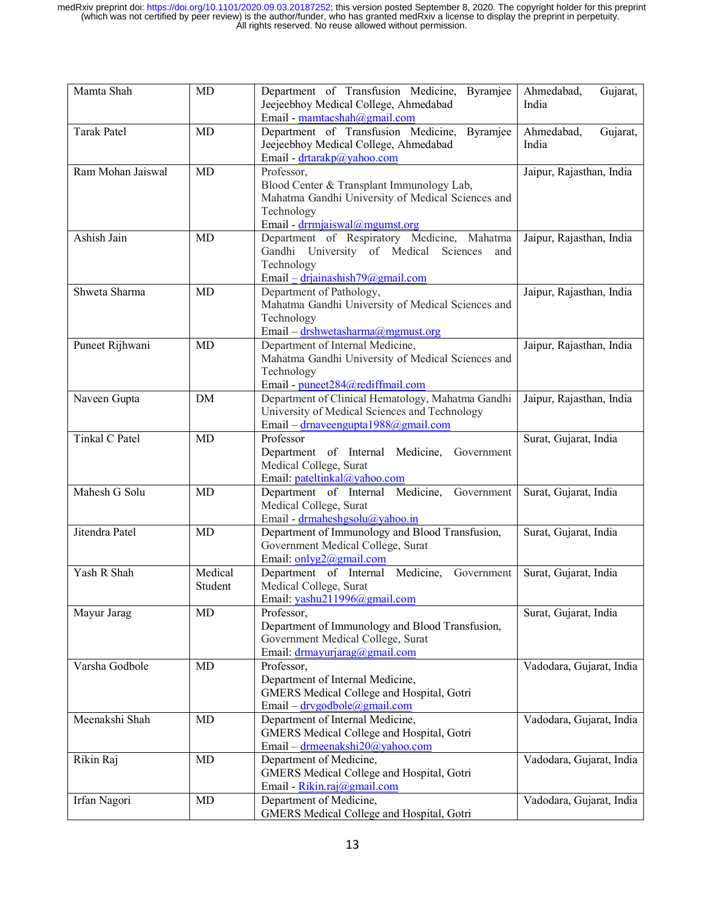| Mamta Shah | MD | Department of Transfusion Medicine, Byramjee Jeejeebhoy Medical College, Ahmedabad<br>Email - mamtacshah@gmail.com | Ahmedabad, Gujarat, India |
|---|---|---|---|
| Tarak Patel | MD | Department of Transfusion Medicine, Byramjee Jeejeebhoy Medical College, Ahmedabad<br>Email - drtarakp@yahoo.com | Ahmedabad, Gujarat, India |
| Ram Mohan Jaiswal | MD | Professor,<br>Blood Center & Transplant Immunology Lab,<br>Mahatma Gandhi University of Medical Sciences and Technology<br>Email - drrmjaiswal@mgumst.org | Jaipur, Rajasthan, India |
| Ashish Jain | MD | Department of Respiratory Medicine, Mahatma Gandhi University of Medical Sciences and Technology<br>Email – drjainashish79@gmail.com | Jaipur, Rajasthan, India |
| Shweta Sharma | MD | Department of Pathology,<br>Mahatma Gandhi University of Medical Sciences and Technology<br>Email – drshwetasharma@mgmust.org | Jaipur, Rajasthan, India |
| Puneet Rijhwani | MD | Department of Internal Medicine,<br>Mahatma Gandhi University of Medical Sciences and Technology<br>Email - puneet284@rediffmail.com | Jaipur, Rajasthan, India |
| Naveen Gupta | DM | Department of Clinical Hematology, Mahatma Gandhi University of Medical Sciences and Technology<br>Email – drnaveengupta1988@gmail.com | Jaipur, Rajasthan, India |
| Tinkal C Patel | MD | Professor<br>Department of Internal Medicine, Government Medical College, Surat<br>Email: pateltinkal@yahoo.com | Surat, Gujarat, India |
| Mahesh G Solu | MD | Department of Internal Medicine, Government Medical College, Surat<br>Email - drmaheshgsolu@yahoo.in | Surat, Gujarat, India |
| Jitendra Patel | MD | Department of Immunology and Blood Transfusion, Government Medical College, Surat<br>Email: onlyg2@gmail.com | Surat, Gujarat, India |
| Yash R Shah | Medical Student | Department of Internal Medicine, Government Medical College, Surat<br>Email: yashu211996@gmail.com | Surat, Gujarat, India |
| Mayur Jarag | MD | Professor,<br>Department of Immunology and Blood Transfusion, Government Medical College, Surat<br>Email: drmayurjarag@gmail.com | Surat, Gujarat, India |
| Varsha Godbole | MD | Professor,<br>Department of Internal Medicine,<br>GMERS Medical College and Hospital, Gotri<br>Email – drvgodbole@gmail.com | Vadodara, Gujarat, India |
| Meenakshi Shah | MD | Department of Internal Medicine,<br>GMERS Medical College and Hospital, Gotri<br>Email – drmeenakshi20@yahoo.com | Vadodara, Gujarat, India |
| Rikin Raj | MD | Department of Medicine,<br>GMERS Medical College and Hospital, Gotri<br>Email - Rikin.raj@gmail.com | Vadodara, Gujarat, India |
| Irfan Nagori | MD | Department of Medicine,<br>GMERS Medical College and Hospital, Gotri | Vadodara, Gujarat, India |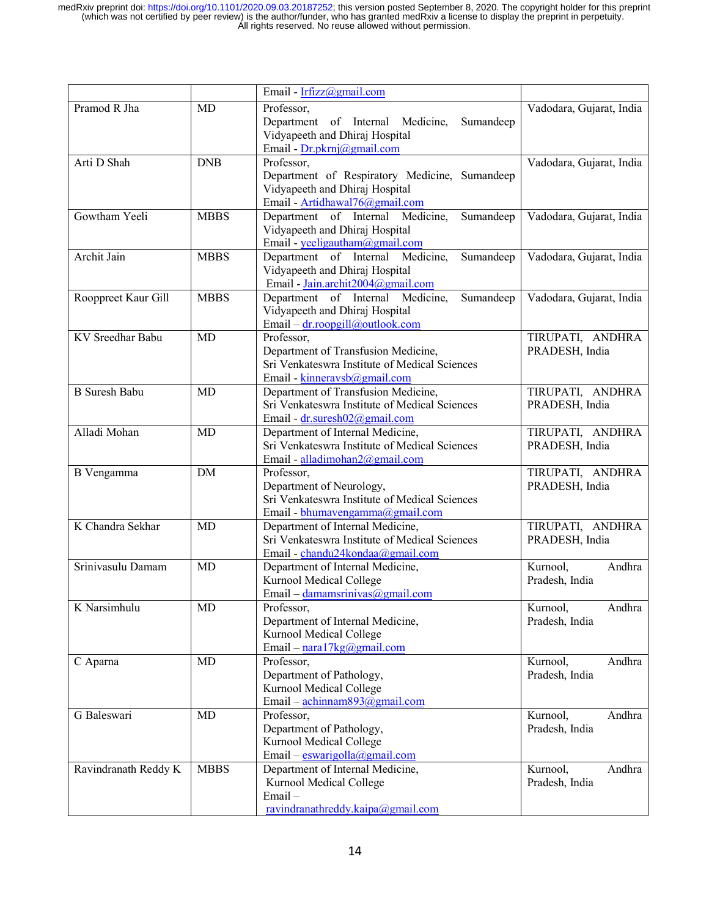| | | Email - Irfizz@gmail.com | |
|---|---|---|---|
| Pramod R Jha | MD | Professor,<br>Department of Internal Medicine, Sumandeep Vidyapeeth and Dhiraj Hospital<br>Email - Dr.pkrnj@gmail.com | Vadodara, Gujarat, India |
| Arti D Shah | DNB | Professor,<br>Department of Respiratory Medicine, Sumandeep Vidyapeeth and Dhiraj Hospital<br>Email - Artidhawal76@gmail.com | Vadodara, Gujarat, India |
| Gowtham Yeeli | MBBS | Department of Internal Medicine, Sumandeep Vidyapeeth and Dhiraj Hospital<br>Email - yeeligautham@gmail.com | Vadodara, Gujarat, India |
| Archit Jain | MBBS | Department of Internal Medicine, Sumandeep Vidyapeeth and Dhiraj Hospital<br>Email - Jain.archit2004@gmail.com | Vadodara, Gujarat, India |
| Rooppreet Kaur Gill | MBBS | Department of Internal Medicine, Sumandeep Vidyapeeth and Dhiraj Hospital<br>Email – dr.roopgill@outlook.com | Vadodara, Gujarat, India |
| KV Sreedhar Babu | MD | Professor,<br>Department of Transfusion Medicine,<br>Sri Venkateswra Institute of Medical Sciences<br>Email - kinneravsb@gmail.com | TIRUPATI, ANDHRA PRADESH, India |
| B Suresh Babu | MD | Department of Transfusion Medicine,<br>Sri Venkateswra Institute of Medical Sciences<br>Email - dr.suresh02@gmail.com | TIRUPATI, ANDHRA PRADESH, India |
| Alladi Mohan | MD | Department of Internal Medicine,<br>Sri Venkateswra Institute of Medical Sciences<br>Email - alladimohan2@gmail.com | TIRUPATI, ANDHRA PRADESH, India |
| B Vengamma | DM | Professor,<br>Department of Neurology,<br>Sri Venkateswra Institute of Medical Sciences<br>Email - bhumavengamma@gmail.com | TIRUPATI, ANDHRA PRADESH, India |
| K Chandra Sekhar | MD | Department of Internal Medicine,<br>Sri Venkateswra Institute of Medical Sciences<br>Email - chandu24kondaa@gmail.com | TIRUPATI, ANDHRA PRADESH, India |
| Srinivasulu Damam | MD | Department of Internal Medicine,<br>Kurnool Medical College<br>Email – damamsrinivas@gmail.com | Kurnool, Andhra Pradesh, India |
| K Narsimhulu | MD | Professor,<br>Department of Internal Medicine,<br>Kurnool Medical College<br>Email – nara17kg@gmail.com | Kurnool, Andhra Pradesh, India |
| C Aparna | MD | Professor,<br>Department of Pathology,<br>Kurnool Medical College<br>Email – achinnam893@gmail.com | Kurnool, Andhra Pradesh, India |
| G Baleswari | MD | Professor,<br>Department of Pathology,<br>Kurnool Medical College<br>Email – eswarigolla@gmail.com | Kurnool, Andhra Pradesh, India |
| Ravindranath Reddy K | MBBS | Department of Internal Medicine,<br>Kurnool Medical College<br>Email –<br>ravindranathreddy.kaipa@gmail.com | Kurnool, Andhra Pradesh, India |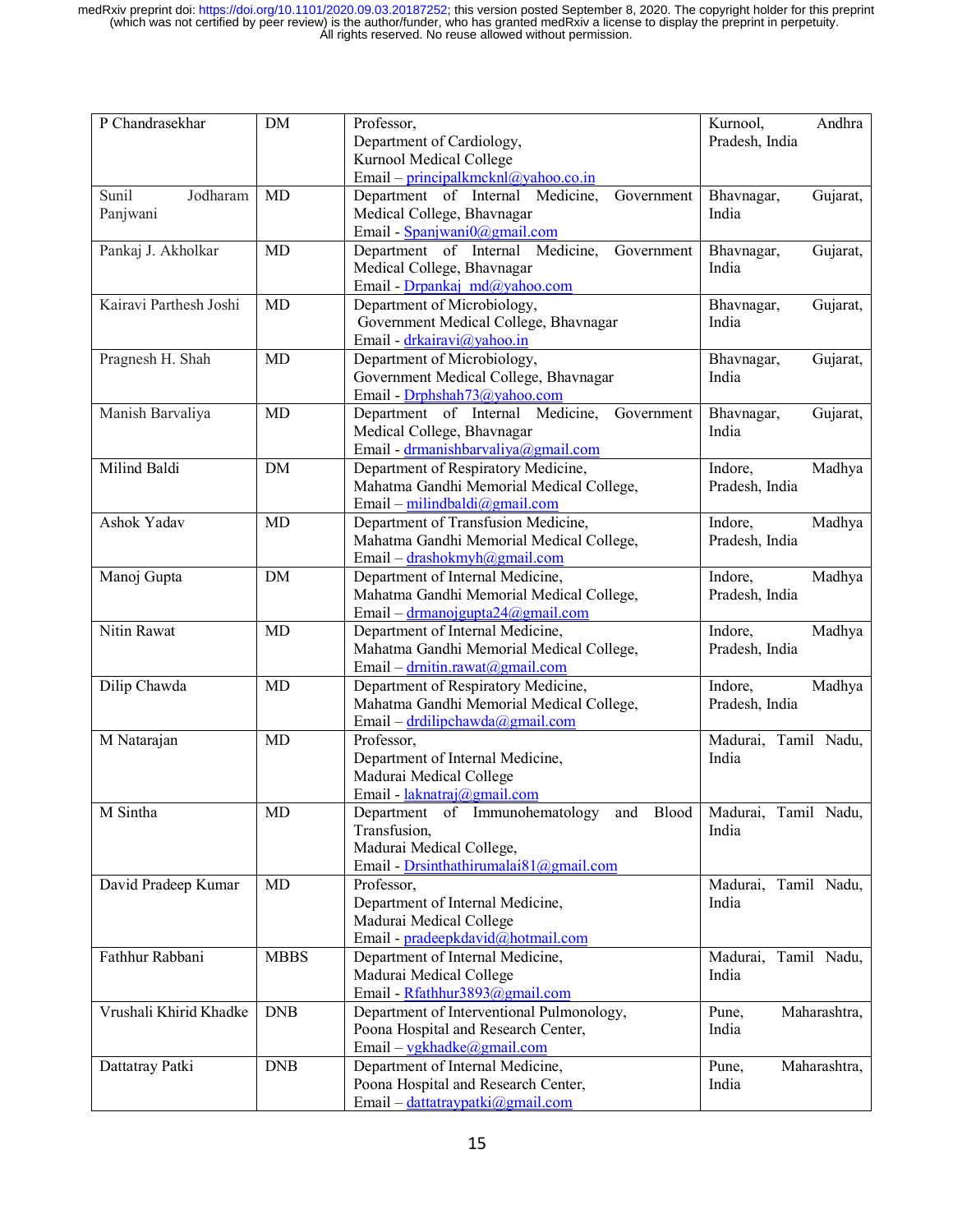| P Chandrasekhar | DM | Professor,<br>Department of Cardiology,<br>Kurnool Medical College<br>Email – principalkmcknl@yahoo.co.in | Kurnool, Andhra Pradesh, India |
|---|---|---|---|
| Sunil Jodharam Panjwani | MD | Department of Internal Medicine, Government Medical College, Bhavnagar<br>Email - Spanjwani0@gmail.com | Bhavnagar, Gujarat, India |
| Pankaj J. Akholkar | MD | Department of Internal Medicine, Government Medical College, Bhavnagar<br>Email - Drpankaj_md@yahoo.com | Bhavnagar, Gujarat, India |
| Kairavi Parthesh Joshi | MD | Department of Microbiology,<br>Government Medical College, Bhavnagar<br>Email - drkairavi@yahoo.in | Bhavnagar, Gujarat, India |
| Pragnesh H. Shah | MD | Department of Microbiology,<br>Government Medical College, Bhavnagar<br>Email - Drphshah73@yahoo.com | Bhavnagar, Gujarat, India |
| Manish Barvaliya | MD | Department of Internal Medicine, Government Medical College, Bhavnagar<br>Email - drmanishbarvaliya@gmail.com | Bhavnagar, Gujarat, India |
| Milind Baldi | DM | Department of Respiratory Medicine,<br>Mahatma Gandhi Memorial Medical College,<br>Email – milindbaldi@gmail.com | Indore, Madhya Pradesh, India |
| Ashok Yadav | MD | Department of Transfusion Medicine,<br>Mahatma Gandhi Memorial Medical College,<br>Email – drashokmyh@gmail.com | Indore, Madhya Pradesh, India |
| Manoj Gupta | DM | Department of Internal Medicine,<br>Mahatma Gandhi Memorial Medical College,<br>Email – drmanojgupta24@gmail.com | Indore, Madhya Pradesh, India |
| Nitin Rawat | MD | Department of Internal Medicine,<br>Mahatma Gandhi Memorial Medical College,<br>Email – drnitin.rawat@gmail.com | Indore, Madhya Pradesh, India |
| Dilip Chawda | MD | Department of Respiratory Medicine,<br>Mahatma Gandhi Memorial Medical College,<br>Email – drdilipchawda@gmail.com | Indore, Madhya Pradesh, India |
| M Natarajan | MD | Professor,<br>Department of Internal Medicine,<br>Madurai Medical College<br>Email - laknatraj@gmail.com | Madurai, Tamil Nadu, India |
| M Sintha | MD | Department of Immunohematology and Blood Transfusion,<br>Madurai Medical College,<br>Email - Drsinthathirumalai81@gmail.com | Madurai, Tamil Nadu, India |
| David Pradeep Kumar | MD | Professor,<br>Department of Internal Medicine,<br>Madurai Medical College<br>Email - pradeepkdavid@hotmail.com | Madurai, Tamil Nadu, India |
| Fathhur Rabbani | MBBS | Department of Internal Medicine,<br>Madurai Medical College<br>Email - Rfathhur3893@gmail.com | Madurai, Tamil Nadu, India |
| Vrushali Khirid Khadke | DNB | Department of Interventional Pulmonology,<br>Poona Hospital and Research Center,<br>Email – vgkhadke@gmail.com | Pune, Maharashtra, India |
| Dattatray Patki | DNB | Department of Internal Medicine,<br>Poona Hospital and Research Center,<br>Email – dattatraypatki@gmail.com | Pune, Maharashtra, India |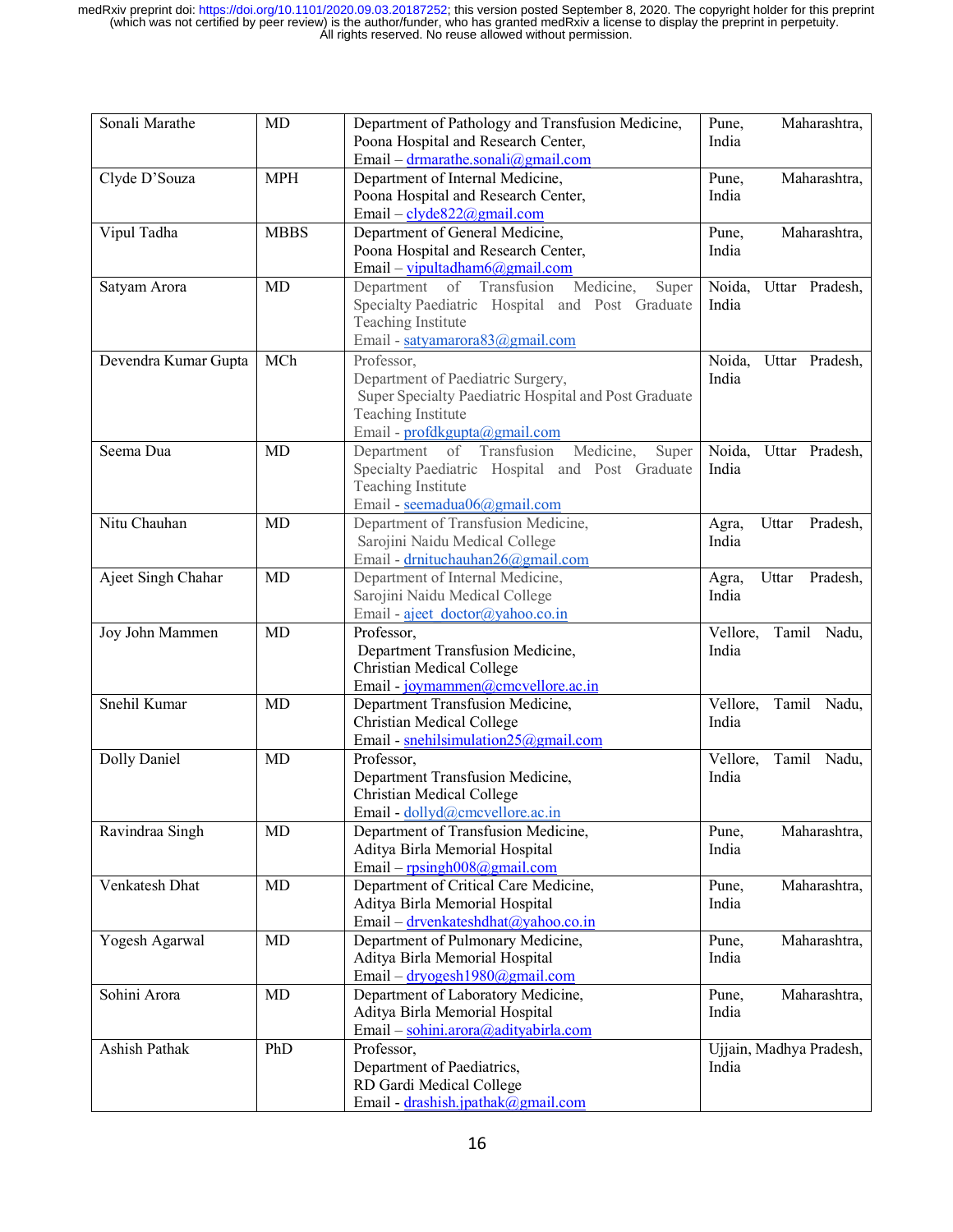| Sonali Marathe | MD | Department of Pathology and Transfusion Medicine, Poona Hospital and Research Center, Email – drmarathe.sonali@gmail.com | Pune, Maharashtra, India |
|---|---|---|---|
| Clyde D'Souza | MPH | Department of Internal Medicine, Poona Hospital and Research Center, Email – clyde822@gmail.com | Pune, Maharashtra, India |
| Vipul Tadha | MBBS | Department of General Medicine, Poona Hospital and Research Center, Email – vipultadham6@gmail.com | Pune, Maharashtra, India |
| Satyam Arora | MD | Department of Transfusion Medicine, Super Specialty Paediatric Hospital and Post Graduate Teaching Institute Email - satyamarora83@gmail.com | Noida, Uttar Pradesh, India |
| Devendra Kumar Gupta | MCh | Professor, Department of Paediatric Surgery, Super Specialty Paediatric Hospital and Post Graduate Teaching Institute Email - profdkgupta@gmail.com | Noida, Uttar Pradesh, India |
| Seema Dua | MD | Department of Transfusion Medicine, Super Specialty Paediatric Hospital and Post Graduate Teaching Institute Email - seemadua06@gmail.com | Noida, Uttar Pradesh, India |
| Nitu Chauhan | MD | Department of Transfusion Medicine, Sarojini Naidu Medical College Email - drnituchauhan26@gmail.com | Agra, Uttar Pradesh, India |
| Ajeet Singh Chahar | MD | Department of Internal Medicine, Sarojini Naidu Medical College Email - ajeet_doctor@yahoo.co.in | Agra, Uttar Pradesh, India |
| Joy John Mammen | MD | Professor, Department Transfusion Medicine, Christian Medical College Email - joymammen@cmcvellore.ac.in | Vellore, Tamil Nadu, India |
| Snehil Kumar | MD | Department Transfusion Medicine, Christian Medical College Email - snehilsimulation25@gmail.com | Vellore, Tamil Nadu, India |
| Dolly Daniel | MD | Professor, Department Transfusion Medicine, Christian Medical College Email - dollyd@cmcvellore.ac.in | Vellore, Tamil Nadu, India |
| Ravindraa Singh | MD | Department of Transfusion Medicine, Aditya Birla Memorial Hospital Email – rpsingh008@gmail.com | Pune, Maharashtra, India |
| Venkatesh Dhat | MD | Department of Critical Care Medicine, Aditya Birla Memorial Hospital Email – drvenkateshdhat@yahoo.co.in | Pune, Maharashtra, India |
| Yogesh Agarwal | MD | Department of Pulmonary Medicine, Aditya Birla Memorial Hospital Email – dryogesh1980@gmail.com | Pune, Maharashtra, India |
| Sohini Arora | MD | Department of Laboratory Medicine, Aditya Birla Memorial Hospital Email – sohini.arora@adityabirla.com | Pune, Maharashtra, India |
| Ashish Pathak | PhD | Professor, Department of Paediatrics, RD Gardi Medical College Email - drashish.jpathak@gmail.com | Ujjain, Madhya Pradesh, India |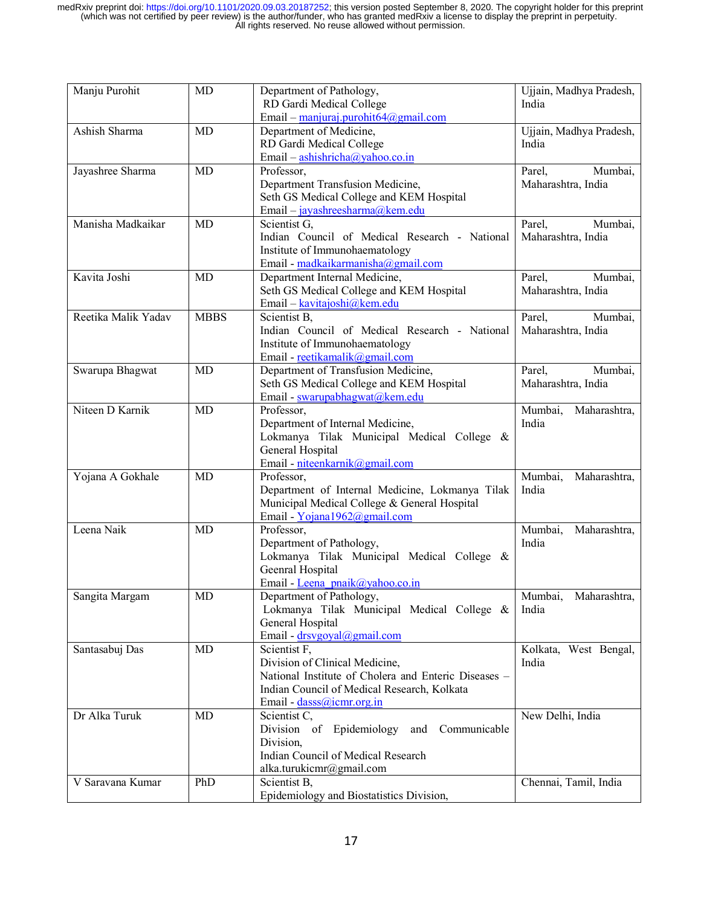| Manju Purohit | MD | Department of Pathology,<br>RD Gardi Medical College<br>Email – manjuraj.purohit64@gmail.com | Ujjain, Madhya Pradesh, India |
|---|---|---|---|
| Ashish Sharma | MD | Department of Medicine,<br>RD Gardi Medical College<br>Email – ashishricha@yahoo.co.in | Ujjain, Madhya Pradesh, India |
| Jayashree Sharma | MD | Professor,<br>Department Transfusion Medicine,<br>Seth GS Medical College and KEM Hospital<br>Email – jayashreesharma@kem.edu | Parel, Mumbai, Maharashtra, India |
| Manisha Madkaikar | MD | Scientist G,<br>Indian Council of Medical Research - National Institute of Immunohaematology<br>Email - madkaikarmanisha@gmail.com | Parel, Mumbai, Maharashtra, India |
| Kavita Joshi | MD | Department Internal Medicine,<br>Seth GS Medical College and KEM Hospital<br>Email – kavitajoshi@kem.edu | Parel, Mumbai, Maharashtra, India |
| Reetika Malik Yadav | MBBS | Scientist B,<br>Indian Council of Medical Research - National Institute of Immunohaematology<br>Email - reetikamalik@gmail.com | Parel, Mumbai, Maharashtra, India |
| Swarupa Bhagwat | MD | Department of Transfusion Medicine,<br>Seth GS Medical College and KEM Hospital<br>Email - swarupabhagwat@kem.edu | Parel, Mumbai, Maharashtra, India |
| Niteen D Karnik | MD | Professor,<br>Department of Internal Medicine,<br>Lokmanya Tilak Municipal Medical College & General Hospital<br>Email - niteenkarnik@gmail.com | Mumbai, Maharashtra, India |
| Yojana A Gokhale | MD | Professor,<br>Department of Internal Medicine, Lokmanya Tilak Municipal Medical College & General Hospital<br>Email - Yojana1962@gmail.com | Mumbai, Maharashtra, India |
| Leena Naik | MD | Professor,<br>Department of Pathology,<br>Lokmanya Tilak Municipal Medical College & Geenral Hospital<br>Email - Leena_pnaik@yahoo.co.in | Mumbai, Maharashtra, India |
| Sangita Margam | MD | Department of Pathology,<br>Lokmanya Tilak Municipal Medical College & General Hospital<br>Email - drsvgoyal@gmail.com | Mumbai, Maharashtra, India |
| Santasabuj Das | MD | Scientist F,<br>Division of Clinical Medicine,<br>National Institute of Cholera and Enteric Diseases – Indian Council of Medical Research, Kolkata<br>Email - dasss@icmr.org.in | Kolkata, West Bengal, India |
| Dr Alka Turuk | MD | Scientist C,<br>Division of Epidemiology and Communicable Division,<br>Indian Council of Medical Research<br>alka.turukicmr@gmail.com | New Delhi, India |
| V Saravana Kumar | PhD | Scientist B,<br>Epidemiology and Biostatistics Division, | Chennai, Tamil, India |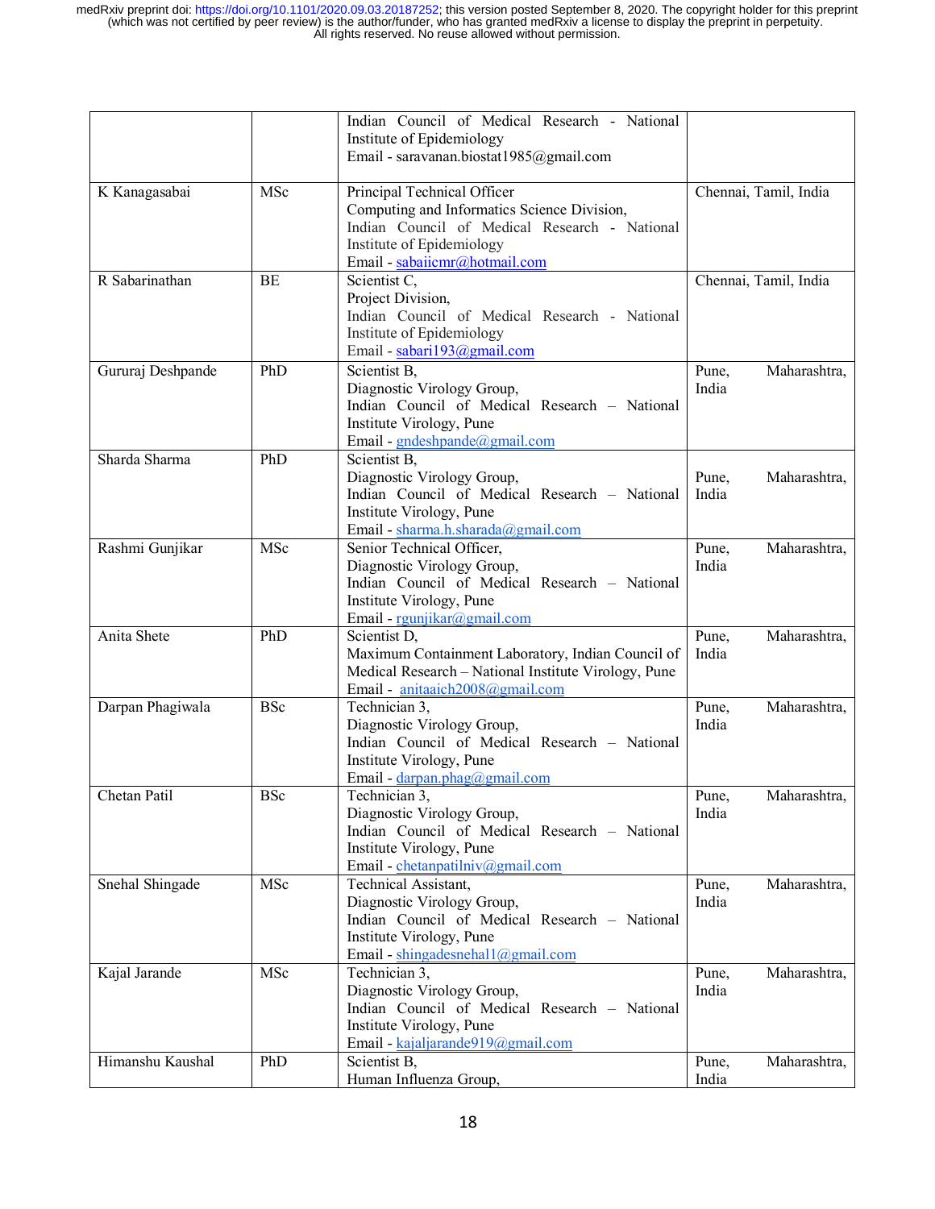|  |  |  |  |
|---|---|---|---|
|  |  | Indian Council of Medical Research - National Institute of Epidemiology<br>Email - saravanan.biostat1985@gmail.com |  |
| K Kanagasabai | MSc | Principal Technical Officer<br>Computing and Informatics Science Division,<br>Indian Council of Medical Research - National Institute of Epidemiology<br>Email - sabaiicmr@hotmail.com | Chennai, Tamil, India |
| R Sabarinathan | BE | Scientist C,<br>Project Division,<br>Indian Council of Medical Research - National Institute of Epidemiology<br>Email - sabari193@gmail.com | Chennai, Tamil, India |
| Gururaj Deshpande | PhD | Scientist B,<br>Diagnostic Virology Group,<br>Indian Council of Medical Research – National Institute Virology, Pune<br>Email - gndeshpande@gmail.com | Pune, Maharashtra, India |
| Sharda Sharma | PhD | Scientist B,<br>Diagnostic Virology Group,<br>Indian Council of Medical Research – National Institute Virology, Pune<br>Email - sharma.h.sharada@gmail.com | Pune, Maharashtra, India |
| Rashmi Gunjikar | MSc | Senior Technical Officer,<br>Diagnostic Virology Group,<br>Indian Council of Medical Research – National Institute Virology, Pune<br>Email - rgunjikar@gmail.com | Pune, Maharashtra, India |
| Anita Shete | PhD | Scientist D,<br>Maximum Containment Laboratory, Indian Council of Medical Research – National Institute Virology, Pune<br>Email - anitaaich2008@gmail.com | Pune, Maharashtra, India |
| Darpan Phagiwala | BSc | Technician 3,<br>Diagnostic Virology Group,<br>Indian Council of Medical Research – National Institute Virology, Pune<br>Email - darpan.phag@gmail.com | Pune, Maharashtra, India |
| Chetan Patil | BSc | Technician 3,<br>Diagnostic Virology Group,<br>Indian Council of Medical Research – National Institute Virology, Pune<br>Email - chetanpatilniv@gmail.com | Pune, Maharashtra, India |
| Snehal Shingade | MSc | Technical Assistant,<br>Diagnostic Virology Group,<br>Indian Council of Medical Research – National Institute Virology, Pune<br>Email - shingadesnehal1@gmail.com | Pune, Maharashtra, India |
| Kajal Jarande | MSc | Technician 3,<br>Diagnostic Virology Group,<br>Indian Council of Medical Research – National Institute Virology, Pune<br>Email - kajaljarande919@gmail.com | Pune, Maharashtra, India |
| Himanshu Kaushal | PhD | Scientist B,<br>Human Influenza Group, | Pune, Maharashtra, India |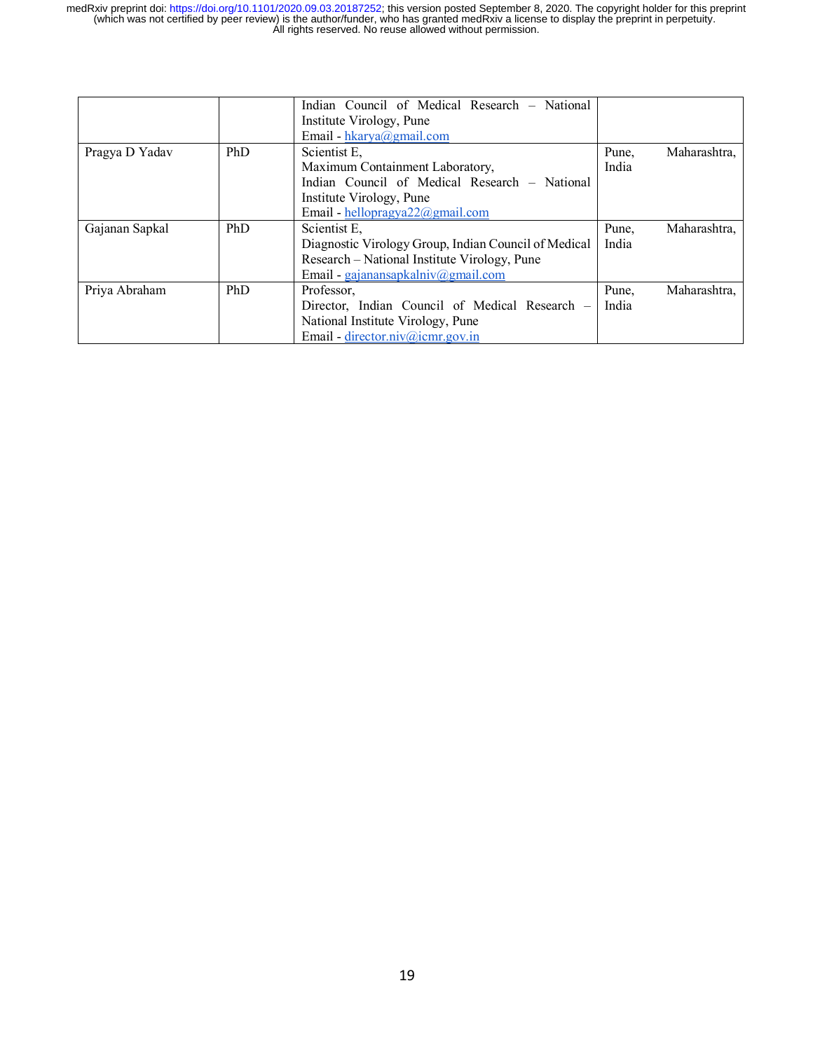| | | | |
|---|---|---|---|
| | | Indian Council of Medical Research – National Institute Virology, Pune<br>Email - hkarya@gmail.com | |
| Pragya D Yadav | PhD | Scientist E,<br>Maximum Containment Laboratory,<br>Indian Council of Medical Research – National Institute Virology, Pune<br>Email - hellopragya22@gmail.com | Pune, Maharashtra, India |
| Gajanan Sapkal | PhD | Scientist E,<br>Diagnostic Virology Group, Indian Council of Medical Research – National Institute Virology, Pune<br>Email - gajanansapkalniv@gmail.com | Pune, Maharashtra, India |
| Priya Abraham | PhD | Professor,<br>Director, Indian Council of Medical Research – National Institute Virology, Pune<br>Email - director.niv@icmr.gov.in | Pune, Maharashtra, India |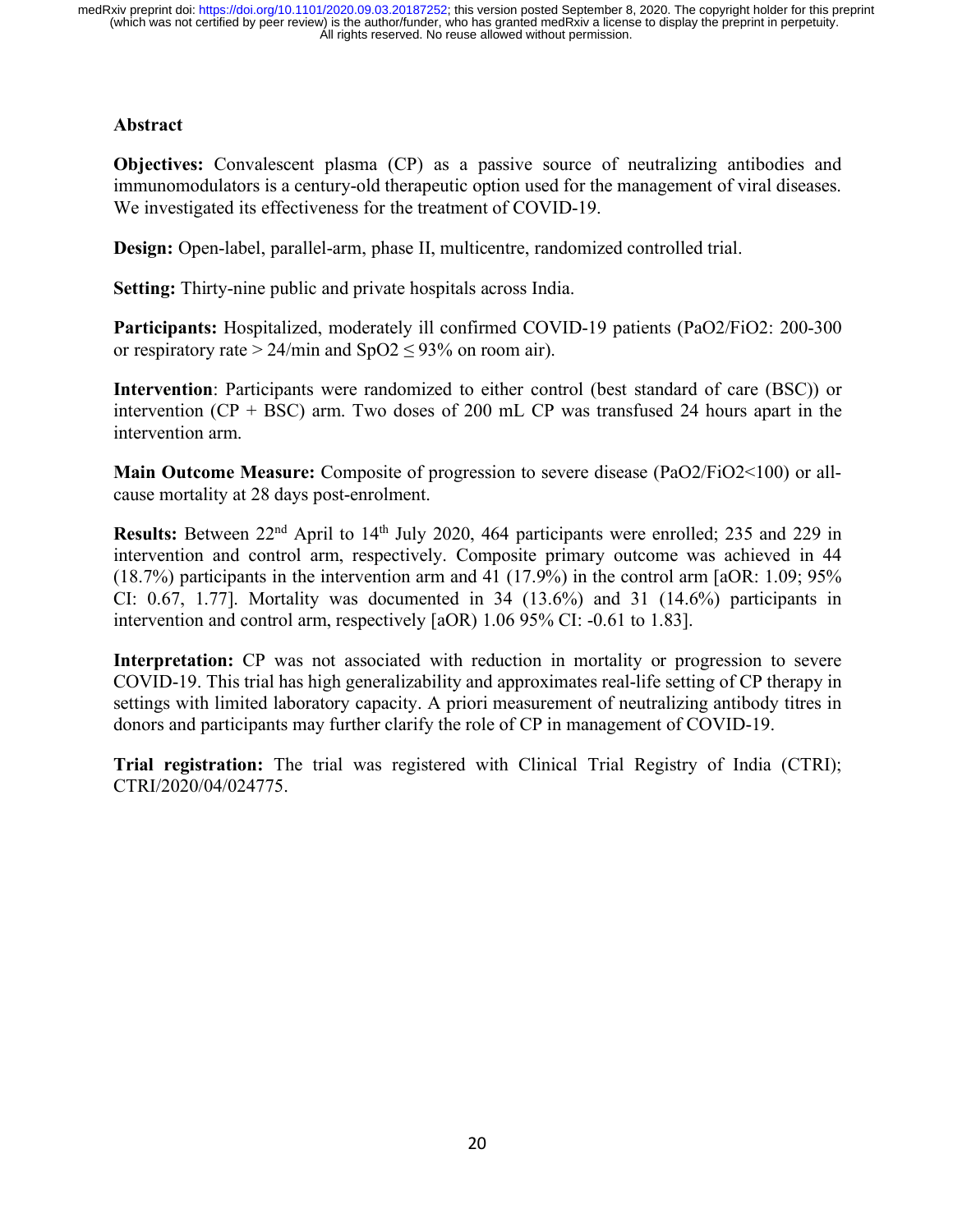## Abstract

**Objectives:** Convalescent plasma (CP) as a passive source of neutralizing antibodies and immunomodulators is a century-old therapeutic option used for the management of viral diseases. We investigated its effectiveness for the treatment of COVID-19.

**Design:** Open-label, parallel-arm, phase II, multicentre, randomized controlled trial.

**Setting:** Thirty-nine public and private hospitals across India.

**Participants:** Hospitalized, moderately ill confirmed COVID-19 patients ($PaO_2/FiO_2$: 200-300 or respiratory rate > 24/min and $SpO_2 \leq 93\%$ on room air).

**Intervention**: Participants were randomized to either control (best standard of care (BSC)) or intervention (CP + BSC) arm. Two doses of 200 mL CP was transfused 24 hours apart in the intervention arm.

**Main Outcome Measure:** Composite of progression to severe disease ($PaO_2/FiO_2$<100) or all-cause mortality at 28 days post-enrolment.

**Results:** Between 22nd April to 14th July 2020, 464 participants were enrolled; 235 and 229 in intervention and control arm, respectively. Composite primary outcome was achieved in 44 (18.7%) participants in the intervention arm and 41 (17.9%) in the control arm [aOR: 1.09; 95% CI: 0.67, 1.77]. Mortality was documented in 34 (13.6%) and 31 (14.6%) participants in intervention and control arm, respectively [aOR) 1.06 95% CI: -0.61 to 1.83].

**Interpretation:** CP was not associated with reduction in mortality or progression to severe COVID-19. This trial has high generalizability and approximates real-life setting of CP therapy in settings with limited laboratory capacity. A priori measurement of neutralizing antibody titres in donors and participants may further clarify the role of CP in management of COVID-19.

**Trial registration:** The trial was registered with Clinical Trial Registry of India (CTRI); CTRI/2020/04/024775.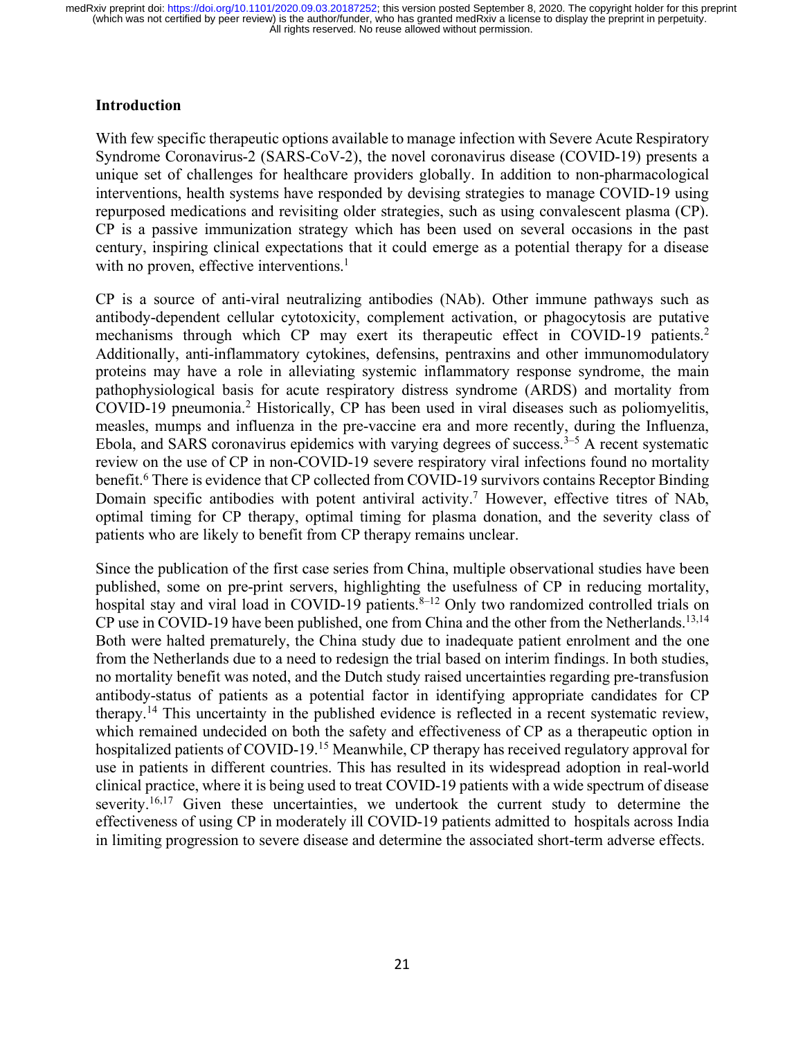## Introduction

With few specific therapeutic options available to manage infection with Severe Acute Respiratory Syndrome Coronavirus-2 (SARS-CoV-2), the novel coronavirus disease (COVID-19) presents a unique set of challenges for healthcare providers globally. In addition to non-pharmacological interventions, health systems have responded by devising strategies to manage COVID-19 using repurposed medications and revisiting older strategies, such as using convalescent plasma (CP). CP is a passive immunization strategy which has been used on several occasions in the past century, inspiring clinical expectations that it could emerge as a potential therapy for a disease with no proven, effective interventions.[1]

CP is a source of anti-viral neutralizing antibodies (NAb). Other immune pathways such as antibody-dependent cellular cytotoxicity, complement activation, or phagocytosis are putative mechanisms through which CP may exert its therapeutic effect in COVID-19 patients.[2] Additionally, anti-inflammatory cytokines, defensins, pentraxins and other immunomodulatory proteins may have a role in alleviating systemic inflammatory response syndrome, the main pathophysiological basis for acute respiratory distress syndrome (ARDS) and mortality from COVID-19 pneumonia.[2] Historically, CP has been used in viral diseases such as poliomyelitis, measles, mumps and influenza in the pre-vaccine era and more recently, during the Influenza, Ebola, and SARS coronavirus epidemics with varying degrees of success.[3–5] A recent systematic review on the use of CP in non-COVID-19 severe respiratory viral infections found no mortality benefit.[6] There is evidence that CP collected from COVID-19 survivors contains Receptor Binding Domain specific antibodies with potent antiviral activity.[7] However, effective titres of NAb, optimal timing for CP therapy, optimal timing for plasma donation, and the severity class of patients who are likely to benefit from CP therapy remains unclear.

Since the publication of the first case series from China, multiple observational studies have been published, some on pre-print servers, highlighting the usefulness of CP in reducing mortality, hospital stay and viral load in COVID-19 patients.[8–12] Only two randomized controlled trials on CP use in COVID-19 have been published, one from China and the other from the Netherlands.[13,14] Both were halted prematurely, the China study due to inadequate patient enrolment and the one from the Netherlands due to a need to redesign the trial based on interim findings. In both studies, no mortality benefit was noted, and the Dutch study raised uncertainties regarding pre-transfusion antibody-status of patients as a potential factor in identifying appropriate candidates for CP therapy.[14] This uncertainty in the published evidence is reflected in a recent systematic review, which remained undecided on both the safety and effectiveness of CP as a therapeutic option in hospitalized patients of COVID-19.[15] Meanwhile, CP therapy has received regulatory approval for use in patients in different countries. This has resulted in its widespread adoption in real-world clinical practice, where it is being used to treat COVID-19 patients with a wide spectrum of disease severity.[16,17] Given these uncertainties, we undertook the current study to determine the effectiveness of using CP in moderately ill COVID-19 patients admitted to hospitals across India in limiting progression to severe disease and determine the associated short-term adverse effects.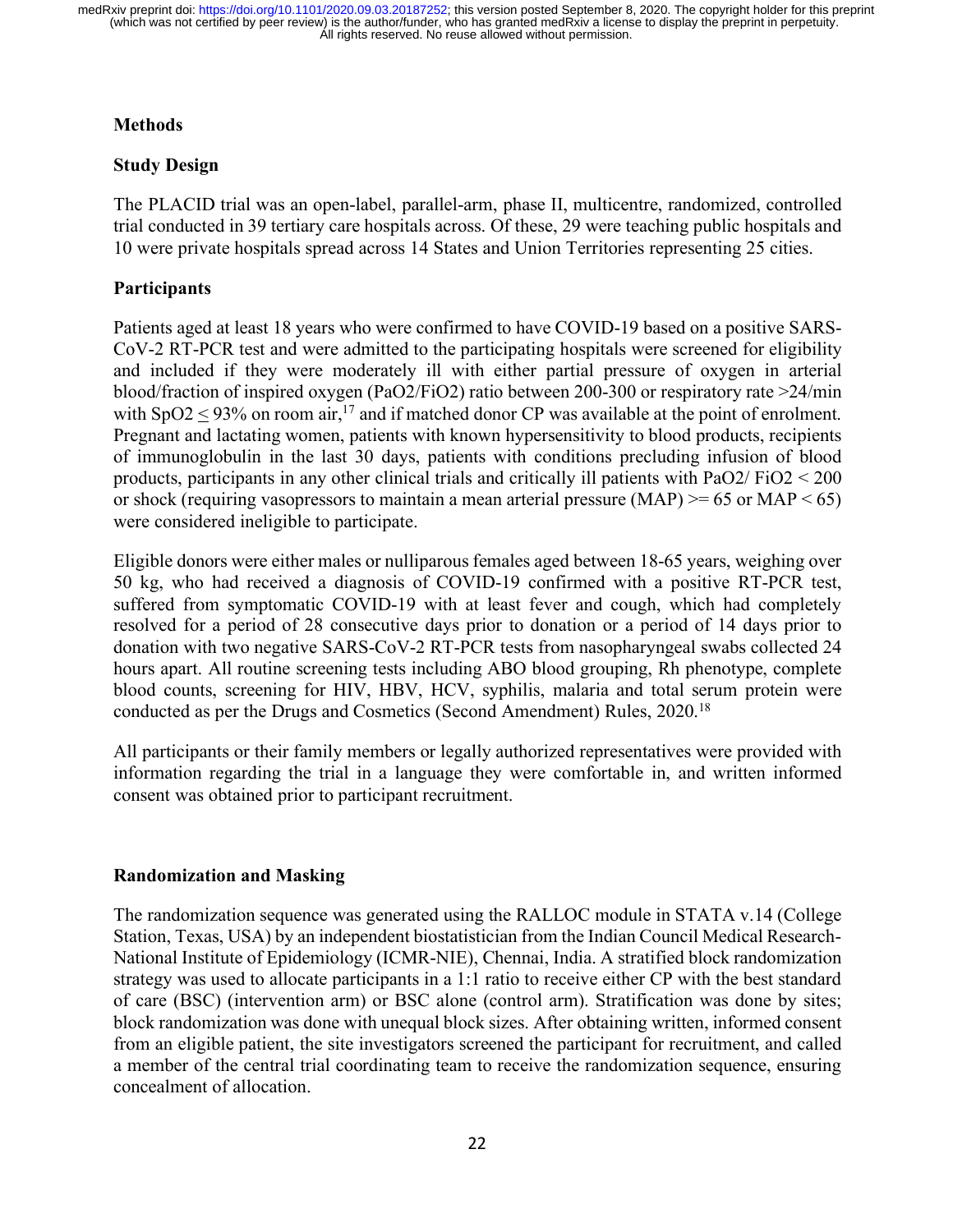## Methods

### Study Design

The PLACID trial was an open-label, parallel-arm, phase II, multicentre, randomized, controlled trial conducted in 39 tertiary care hospitals across. Of these, 29 were teaching public hospitals and 10 were private hospitals spread across 14 States and Union Territories representing 25 cities.

### Participants

Patients aged at least 18 years who were confirmed to have COVID-19 based on a positive SARS-CoV-2 RT-PCR test and were admitted to the participating hospitals were screened for eligibility and included if they were moderately ill with either partial pressure of oxygen in arterial blood/fraction of inspired oxygen ($PaO_2/FiO_2$) ratio between 200-300 or respiratory rate >24/min with $SpO_2 \leq 93\%$ on room air,[17] and if matched donor CP was available at the point of enrolment. Pregnant and lactating women, patients with known hypersensitivity to blood products, recipients of immunoglobulin in the last 30 days, patients with conditions precluding infusion of blood products, participants in any other clinical trials and critically ill patients with $PaO_2/FiO_2 < 200$ or shock (requiring vasopressors to maintain a mean arterial pressure (MAP) >= 65 or MAP < 65) were considered ineligible to participate.

Eligible donors were either males or nulliparous females aged between 18-65 years, weighing over 50 kg, who had received a diagnosis of COVID-19 confirmed with a positive RT-PCR test, suffered from symptomatic COVID-19 with at least fever and cough, which had completely resolved for a period of 28 consecutive days prior to donation or a period of 14 days prior to donation with two negative SARS-CoV-2 RT-PCR tests from nasopharyngeal swabs collected 24 hours apart. All routine screening tests including ABO blood grouping, Rh phenotype, complete blood counts, screening for HIV, HBV, HCV, syphilis, malaria and total serum protein were conducted as per the Drugs and Cosmetics (Second Amendment) Rules, 2020.[18]

All participants or their family members or legally authorized representatives were provided with information regarding the trial in a language they were comfortable in, and written informed consent was obtained prior to participant recruitment.

### Randomization and Masking

The randomization sequence was generated using the RALLOC module in STATA v.14 (College Station, Texas, USA) by an independent biostatistician from the Indian Council Medical Research-National Institute of Epidemiology (ICMR-NIE), Chennai, India. A stratified block randomization strategy was used to allocate participants in a 1:1 ratio to receive either CP with the best standard of care (BSC) (intervention arm) or BSC alone (control arm). Stratification was done by sites; block randomization was done with unequal block sizes. After obtaining written, informed consent from an eligible patient, the site investigators screened the participant for recruitment, and called a member of the central trial coordinating team to receive the randomization sequence, ensuring concealment of allocation.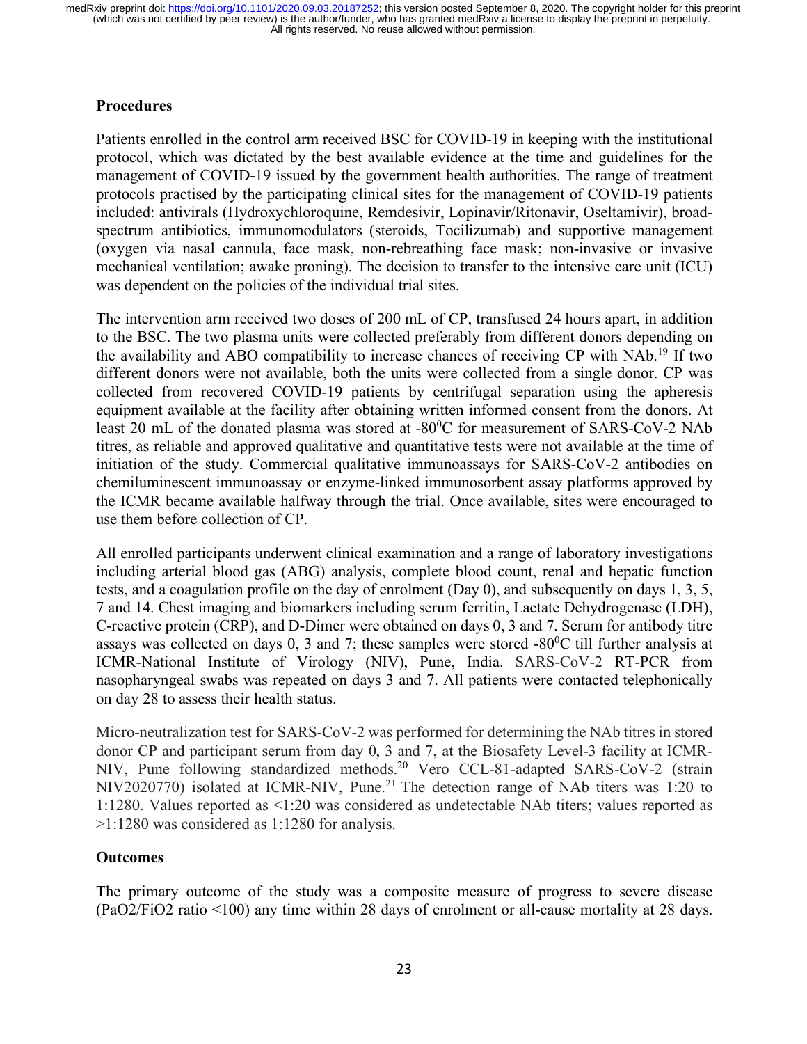## Procedures

Patients enrolled in the control arm received BSC for COVID-19 in keeping with the institutional protocol, which was dictated by the best available evidence at the time and guidelines for the management of COVID-19 issued by the government health authorities. The range of treatment protocols practised by the participating clinical sites for the management of COVID-19 patients included: antivirals (Hydroxychloroquine, Remdesivir, Lopinavir/Ritonavir, Oseltamivir), broad-spectrum antibiotics, immunomodulators (steroids, Tocilizumab) and supportive management (oxygen via nasal cannula, face mask, non-rebreathing face mask; non-invasive or invasive mechanical ventilation; awake proning). The decision to transfer to the intensive care unit (ICU) was dependent on the policies of the individual trial sites.

The intervention arm received two doses of 200 mL of CP, transfused 24 hours apart, in addition to the BSC. The two plasma units were collected preferably from different donors depending on the availability and ABO compatibility to increase chances of receiving CP with NAb.[19] If two different donors were not available, both the units were collected from a single donor. CP was collected from recovered COVID-19 patients by centrifugal separation using the apheresis equipment available at the facility after obtaining written informed consent from the donors. At least 20 mL of the donated plasma was stored at -80$^{0}$C for measurement of SARS-CoV-2 NAb titres, as reliable and approved qualitative and quantitative tests were not available at the time of initiation of the study. Commercial qualitative immunoassays for SARS-CoV-2 antibodies on chemiluminescent immunoassay or enzyme-linked immunosorbent assay platforms approved by the ICMR became available halfway through the trial. Once available, sites were encouraged to use them before collection of CP.

All enrolled participants underwent clinical examination and a range of laboratory investigations including arterial blood gas (ABG) analysis, complete blood count, renal and hepatic function tests, and a coagulation profile on the day of enrolment (Day 0), and subsequently on days 1, 3, 5, 7 and 14. Chest imaging and biomarkers including serum ferritin, Lactate Dehydrogenase (LDH), C-reactive protein (CRP), and D-Dimer were obtained on days 0, 3 and 7. Serum for antibody titre assays was collected on days 0, 3 and 7; these samples were stored -80$^{0}$C till further analysis at ICMR-National Institute of Virology (NIV), Pune, India. SARS-CoV-2 RT-PCR from nasopharyngeal swabs was repeated on days 3 and 7. All patients were contacted telephonically on day 28 to assess their health status.

Micro-neutralization test for SARS-CoV-2 was performed for determining the NAb titres in stored donor CP and participant serum from day 0, 3 and 7, at the Biosafety Level-3 facility at ICMR-NIV, Pune following standardized methods.[20] Vero CCL-81-adapted SARS-CoV-2 (strain NIV2020770) isolated at ICMR-NIV, Pune.[21] The detection range of NAb titers was 1:20 to 1:1280. Values reported as <1:20 was considered as undetectable NAb titers; values reported as >1:1280 was considered as 1:1280 for analysis.

## Outcomes

The primary outcome of the study was a composite measure of progress to severe disease (PaO2/FiO2 ratio <100) any time within 28 days of enrolment or all-cause mortality at 28 days.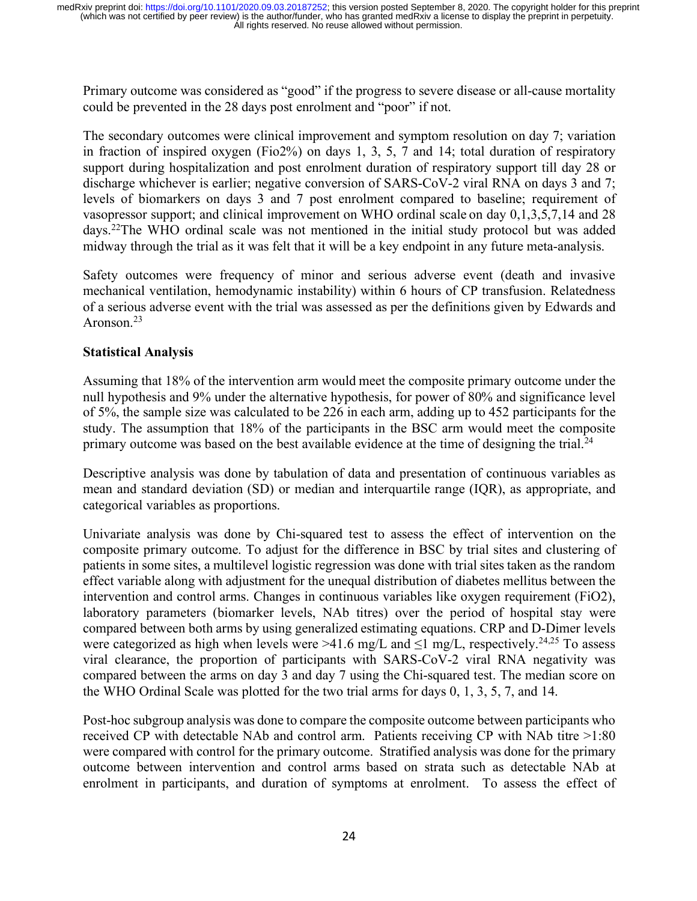Primary outcome was considered as "good" if the progress to severe disease or all-cause mortality could be prevented in the 28 days post enrolment and "poor" if not.

The secondary outcomes were clinical improvement and symptom resolution on day 7; variation in fraction of inspired oxygen (Fio2%) on days 1, 3, 5, 7 and 14; total duration of respiratory support during hospitalization and post enrolment duration of respiratory support till day 28 or discharge whichever is earlier; negative conversion of SARS-CoV-2 viral RNA on days 3 and 7; levels of biomarkers on days 3 and 7 post enrolment compared to baseline; requirement of vasopressor support; and clinical improvement on WHO ordinal scale on day 0,1,3,5,7,14 and 28 days.[22] The WHO ordinal scale was not mentioned in the initial study protocol but was added midway through the trial as it was felt that it will be a key endpoint in any future meta-analysis.

Safety outcomes were frequency of minor and serious adverse event (death and invasive mechanical ventilation, hemodynamic instability) within 6 hours of CP transfusion. Relatedness of a serious adverse event with the trial was assessed as per the definitions given by Edwards and Aronson.[23]

**Statistical Analysis**

Assuming that 18% of the intervention arm would meet the composite primary outcome under the null hypothesis and 9% under the alternative hypothesis, for power of 80% and significance level of 5%, the sample size was calculated to be 226 in each arm, adding up to 452 participants for the study. The assumption that 18% of the participants in the BSC arm would meet the composite primary outcome was based on the best available evidence at the time of designing the trial.[24]

Descriptive analysis was done by tabulation of data and presentation of continuous variables as mean and standard deviation (SD) or median and interquartile range (IQR), as appropriate, and categorical variables as proportions.

Univariate analysis was done by Chi-squared test to assess the effect of intervention on the composite primary outcome. To adjust for the difference in BSC by trial sites and clustering of patients in some sites, a multilevel logistic regression was done with trial sites taken as the random effect variable along with adjustment for the unequal distribution of diabetes mellitus between the intervention and control arms. Changes in continuous variables like oxygen requirement (FiO2), laboratory parameters (biomarker levels, NAb titres) over the period of hospital stay were compared between both arms by using generalized estimating equations. CRP and D-Dimer levels were categorized as high when levels were >41.6 mg/L and ≤1 mg/L, respectively.[24,25] To assess viral clearance, the proportion of participants with SARS-CoV-2 viral RNA negativity was compared between the arms on day 3 and day 7 using the Chi-squared test. The median score on the WHO Ordinal Scale was plotted for the two trial arms for days 0, 1, 3, 5, 7, and 14.

Post-hoc subgroup analysis was done to compare the composite outcome between participants who received CP with detectable NAb and control arm. Patients receiving CP with NAb titre >1:80 were compared with control for the primary outcome. Stratified analysis was done for the primary outcome between intervention and control arms based on strata such as detectable NAb at enrolment in participants, and duration of symptoms at enrolment. To assess the effect of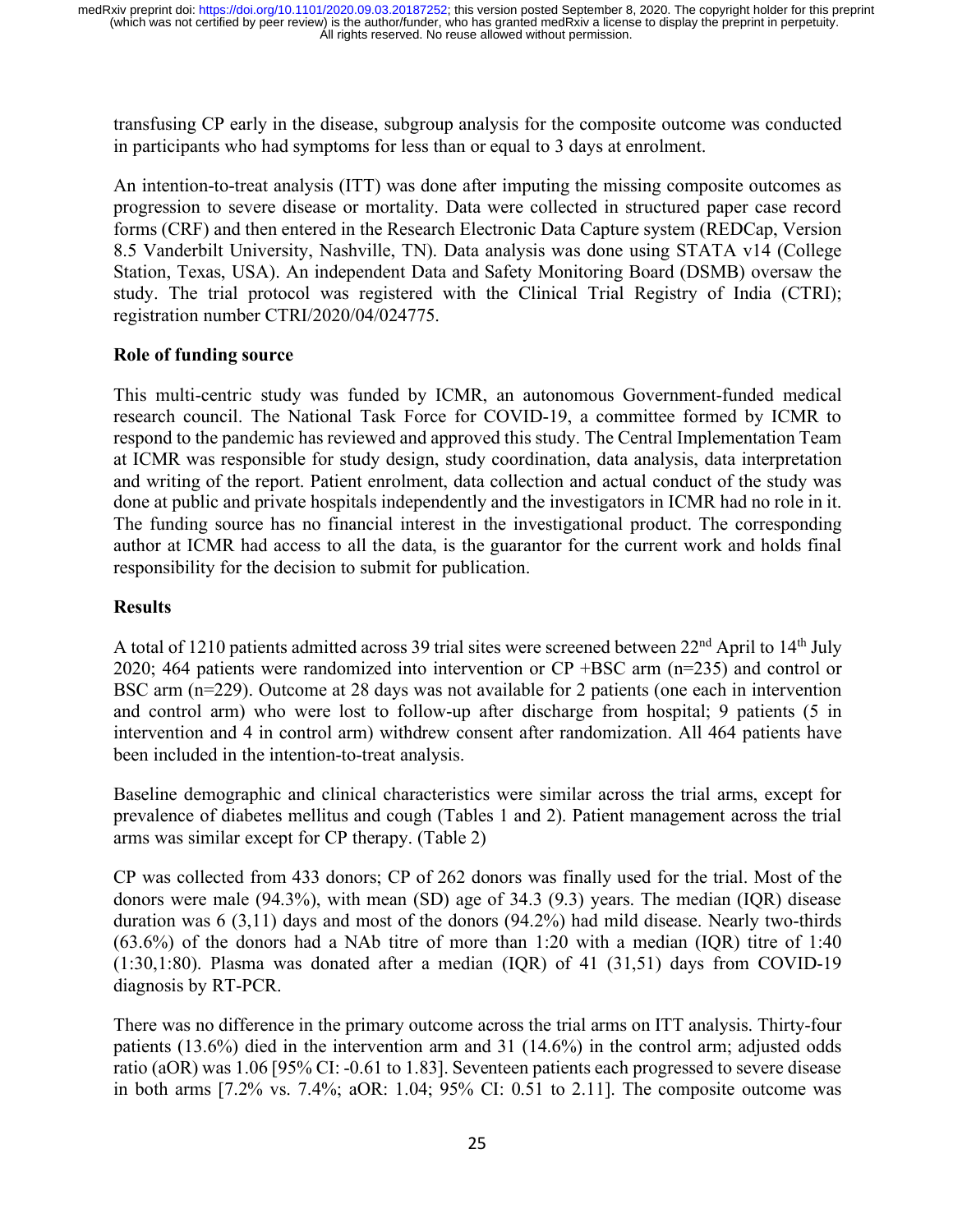transfusing CP early in the disease, subgroup analysis for the composite outcome was conducted in participants who had symptoms for less than or equal to 3 days at enrolment.

An intention-to-treat analysis (ITT) was done after imputing the missing composite outcomes as progression to severe disease or mortality. Data were collected in structured paper case record forms (CRF) and then entered in the Research Electronic Data Capture system (REDCap, Version 8.5 Vanderbilt University, Nashville, TN). Data analysis was done using STATA v14 (College Station, Texas, USA). An independent Data and Safety Monitoring Board (DSMB) oversaw the study. The trial protocol was registered with the Clinical Trial Registry of India (CTRI); registration number CTRI/2020/04/024775.

**Role of funding source**

This multi-centric study was funded by ICMR, an autonomous Government-funded medical research council. The National Task Force for COVID-19, a committee formed by ICMR to respond to the pandemic has reviewed and approved this study. The Central Implementation Team at ICMR was responsible for study design, study coordination, data analysis, data interpretation and writing of the report. Patient enrolment, data collection and actual conduct of the study was done at public and private hospitals independently and the investigators in ICMR had no role in it. The funding source has no financial interest in the investigational product. The corresponding author at ICMR had access to all the data, is the guarantor for the current work and holds final responsibility for the decision to submit for publication.

**Results**

A total of 1210 patients admitted across 39 trial sites were screened between 22nd April to 14th July 2020; 464 patients were randomized into intervention or CP +BSC arm (n=235) and control or BSC arm (n=229). Outcome at 28 days was not available for 2 patients (one each in intervention and control arm) who were lost to follow-up after discharge from hospital; 9 patients (5 in intervention and 4 in control arm) withdrew consent after randomization. All 464 patients have been included in the intention-to-treat analysis.

Baseline demographic and clinical characteristics were similar across the trial arms, except for prevalence of diabetes mellitus and cough (Tables 1 and 2). Patient management across the trial arms was similar except for CP therapy. (Table 2)

CP was collected from 433 donors; CP of 262 donors was finally used for the trial. Most of the donors were male (94.3%), with mean (SD) age of 34.3 (9.3) years. The median (IQR) disease duration was 6 (3,11) days and most of the donors (94.2%) had mild disease. Nearly two-thirds (63.6%) of the donors had a NAb titre of more than 1:20 with a median (IQR) titre of 1:40 (1:30,1:80). Plasma was donated after a median (IQR) of 41 (31,51) days from COVID-19 diagnosis by RT-PCR.

There was no difference in the primary outcome across the trial arms on ITT analysis. Thirty-four patients (13.6%) died in the intervention arm and 31 (14.6%) in the control arm; adjusted odds ratio (aOR) was 1.06 [95% CI: -0.61 to 1.83]. Seventeen patients each progressed to severe disease in both arms [7.2% vs. 7.4%; aOR: 1.04; 95% CI: 0.51 to 2.11]. The composite outcome was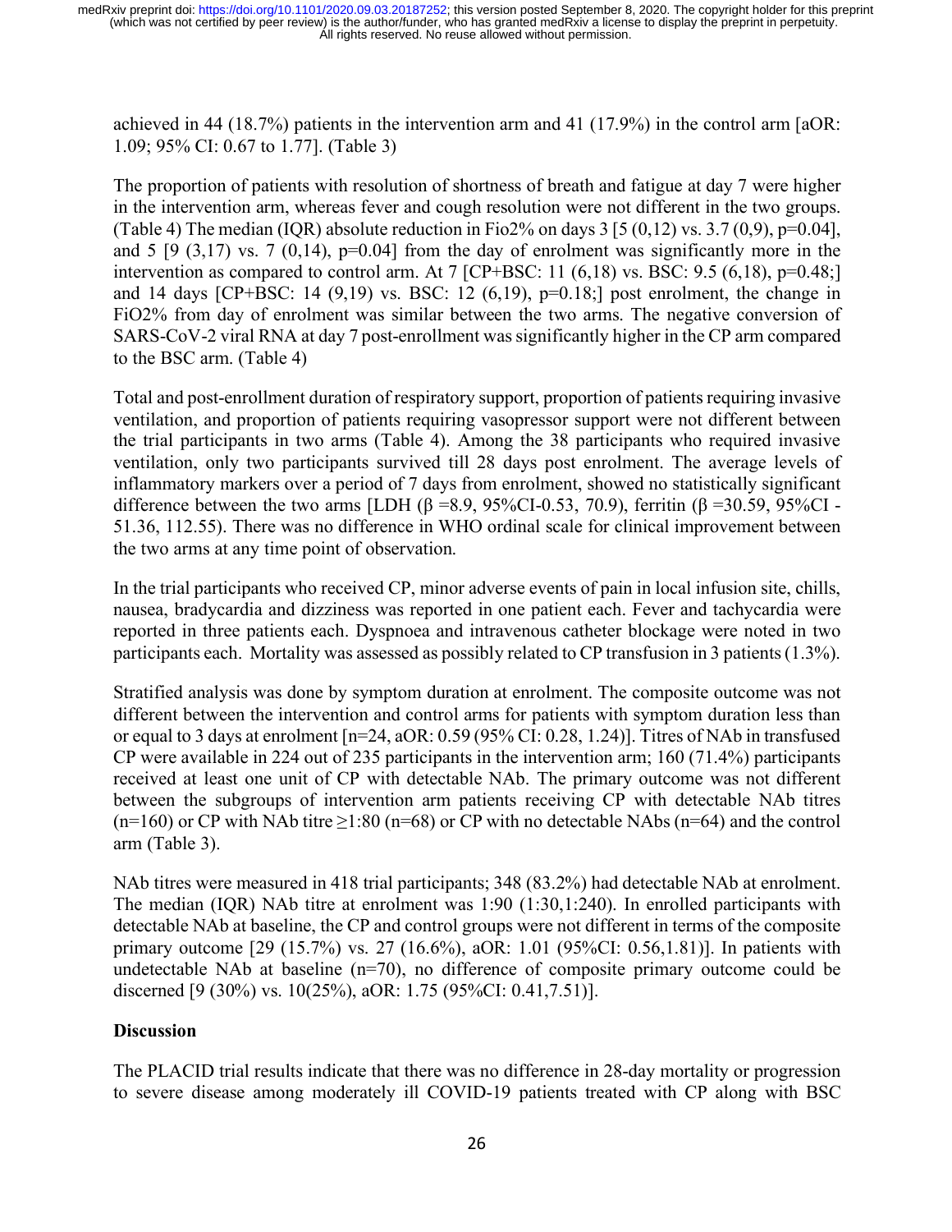achieved in 44 (18.7%) patients in the intervention arm and 41 (17.9%) in the control arm [aOR: 1.09; 95% CI: 0.67 to 1.77]. (Table 3)

The proportion of patients with resolution of shortness of breath and fatigue at day 7 were higher in the intervention arm, whereas fever and cough resolution were not different in the two groups. (Table 4) The median (IQR) absolute reduction in Fio2% on days 3 [5 (0,12) vs. 3.7 (0,9), p=0.04], and 5 [9 (3,17) vs. 7 (0,14), p=0.04] from the day of enrolment was significantly more in the intervention as compared to control arm. At 7 [CP+BSC: 11 (6,18) vs. BSC: 9.5 (6,18), p=0.48;] and 14 days [CP+BSC: 14 (9,19) vs. BSC: 12 (6,19), p=0.18;] post enrolment, the change in FiO2% from day of enrolment was similar between the two arms. The negative conversion of SARS-CoV-2 viral RNA at day 7 post-enrollment was significantly higher in the CP arm compared to the BSC arm. (Table 4)

Total and post-enrollment duration of respiratory support, proportion of patients requiring invasive ventilation, and proportion of patients requiring vasopressor support were not different between the trial participants in two arms (Table 4). Among the 38 participants who required invasive ventilation, only two participants survived till 28 days post enrolment. The average levels of inflammatory markers over a period of 7 days from enrolment, showed no statistically significant difference between the two arms [LDH ($\beta$ =8.9, 95%CI-0.53, 70.9), ferritin ($\beta$ =30.59, 95%CI -51.36, 112.55). There was no difference in WHO ordinal scale for clinical improvement between the two arms at any time point of observation.

In the trial participants who received CP, minor adverse events of pain in local infusion site, chills, nausea, bradycardia and dizziness was reported in one patient each. Fever and tachycardia were reported in three patients each. Dyspnoea and intravenous catheter blockage were noted in two participants each. Mortality was assessed as possibly related to CP transfusion in 3 patients (1.3%).

Stratified analysis was done by symptom duration at enrolment. The composite outcome was not different between the intervention and control arms for patients with symptom duration less than or equal to 3 days at enrolment [n=24, aOR: 0.59 (95% CI: 0.28, 1.24)]. Titres of NAb in transfused CP were available in 224 out of 235 participants in the intervention arm; 160 (71.4%) participants received at least one unit of CP with detectable NAb. The primary outcome was not different between the subgroups of intervention arm patients receiving CP with detectable NAb titres (n=160) or CP with NAb titre $\geq$1:80 (n=68) or CP with no detectable NAbs (n=64) and the control arm (Table 3).

NAb titres were measured in 418 trial participants; 348 (83.2%) had detectable NAb at enrolment. The median (IQR) NAb titre at enrolment was 1:90 (1:30,1:240). In enrolled participants with detectable NAb at baseline, the CP and control groups were not different in terms of the composite primary outcome [29 (15.7%) vs. 27 (16.6%), aOR: 1.01 (95%CI: 0.56,1.81)]. In patients with undetectable NAb at baseline (n=70), no difference of composite primary outcome could be discerned [9 (30%) vs. 10(25%), aOR: 1.75 (95%CI: 0.41,7.51)].

## Discussion

The PLACID trial results indicate that there was no difference in 28-day mortality or progression to severe disease among moderately ill COVID-19 patients treated with CP along with BSC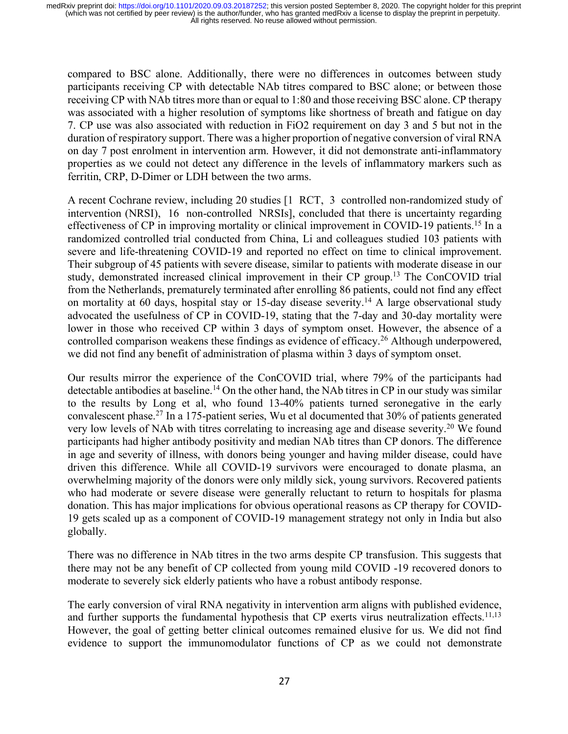compared to BSC alone. Additionally, there were no differences in outcomes between study participants receiving CP with detectable NAb titres compared to BSC alone; or between those receiving CP with NAb titres more than or equal to 1:80 and those receiving BSC alone. CP therapy was associated with a higher resolution of symptoms like shortness of breath and fatigue on day 7. CP use was also associated with reduction in FiO2 requirement on day 3 and 5 but not in the duration of respiratory support. There was a higher proportion of negative conversion of viral RNA on day 7 post enrolment in intervention arm. However, it did not demonstrate anti-inflammatory properties as we could not detect any difference in the levels of inflammatory markers such as ferritin, CRP, D-Dimer or LDH between the two arms.

A recent Cochrane review, including 20 studies [1 RCT, 3 controlled non-randomized study of intervention (NRSI), 16 non-controlled NRSIs], concluded that there is uncertainty regarding effectiveness of CP in improving mortality or clinical improvement in COVID-19 patients.[15] In a randomized controlled trial conducted from China, Li and colleagues studied 103 patients with severe and life-threatening COVID-19 and reported no effect on time to clinical improvement. Their subgroup of 45 patients with severe disease, similar to patients with moderate disease in our study, demonstrated increased clinical improvement in their CP group.[13] The ConCOVID trial from the Netherlands, prematurely terminated after enrolling 86 patients, could not find any effect on mortality at 60 days, hospital stay or 15-day disease severity.[14] A large observational study advocated the usefulness of CP in COVID-19, stating that the 7-day and 30-day mortality were lower in those who received CP within 3 days of symptom onset. However, the absence of a controlled comparison weakens these findings as evidence of efficacy.[26] Although underpowered, we did not find any benefit of administration of plasma within 3 days of symptom onset.

Our results mirror the experience of the ConCOVID trial, where 79% of the participants had detectable antibodies at baseline.[14] On the other hand, the NAb titres in CP in our study was similar to the results by Long et al, who found 13-40% patients turned seronegative in the early convalescent phase.[27] In a 175-patient series, Wu et al documented that 30% of patients generated very low levels of NAb with titres correlating to increasing age and disease severity.[20] We found participants had higher antibody positivity and median NAb titres than CP donors. The difference in age and severity of illness, with donors being younger and having milder disease, could have driven this difference. While all COVID-19 survivors were encouraged to donate plasma, an overwhelming majority of the donors were only mildly sick, young survivors. Recovered patients who had moderate or severe disease were generally reluctant to return to hospitals for plasma donation. This has major implications for obvious operational reasons as CP therapy for COVID-19 gets scaled up as a component of COVID-19 management strategy not only in India but also globally.

There was no difference in NAb titres in the two arms despite CP transfusion. This suggests that there may not be any benefit of CP collected from young mild COVID -19 recovered donors to moderate to severely sick elderly patients who have a robust antibody response.

The early conversion of viral RNA negativity in intervention arm aligns with published evidence, and further supports the fundamental hypothesis that CP exerts virus neutralization effects.[11,13] However, the goal of getting better clinical outcomes remained elusive for us. We did not find evidence to support the immunomodulator functions of CP as we could not demonstrate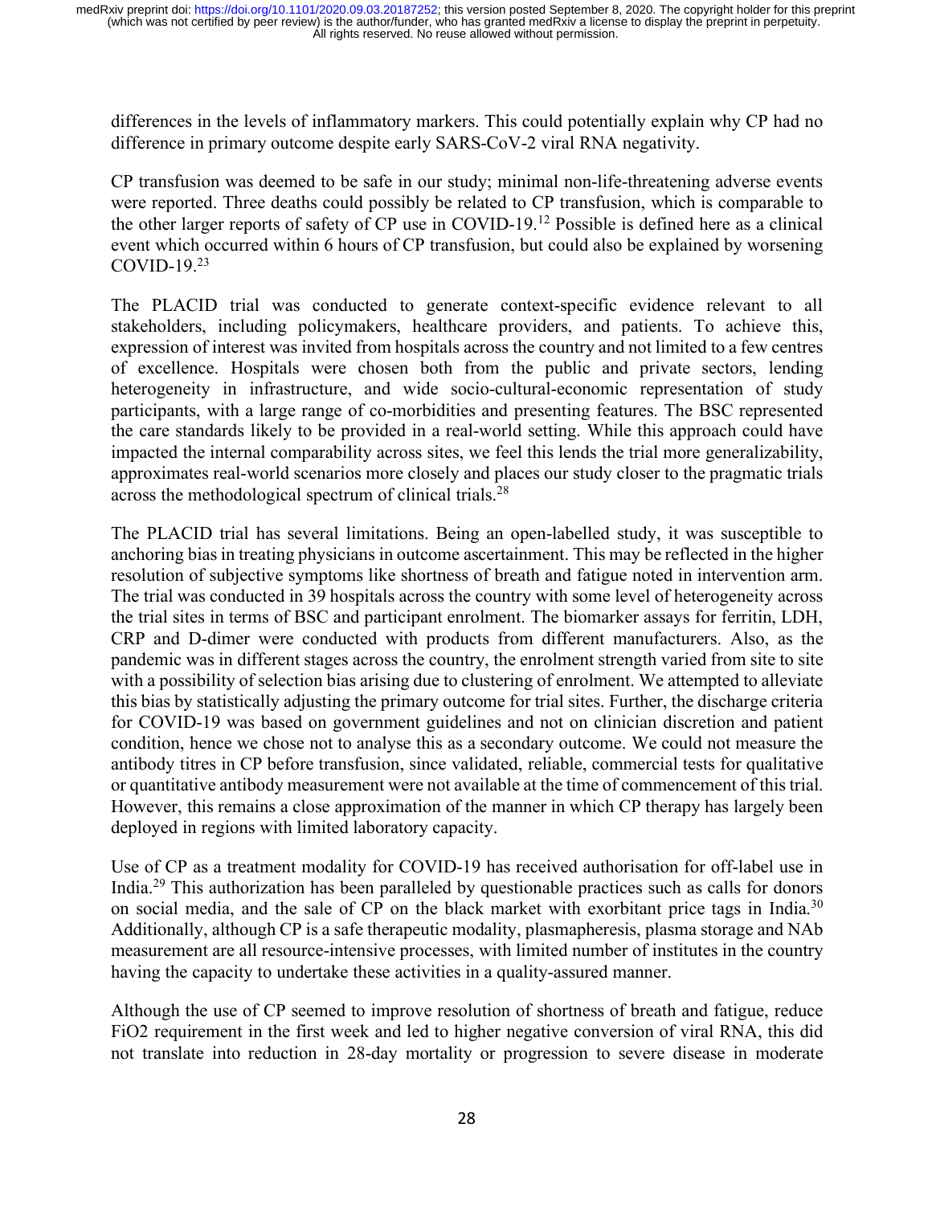differences in the levels of inflammatory markers. This could potentially explain why CP had no difference in primary outcome despite early SARS-CoV-2 viral RNA negativity.

CP transfusion was deemed to be safe in our study; minimal non-life-threatening adverse events were reported. Three deaths could possibly be related to CP transfusion, which is comparable to the other larger reports of safety of CP use in COVID-19.[12] Possible is defined here as a clinical event which occurred within 6 hours of CP transfusion, but could also be explained by worsening COVID-19.[23]

The PLACID trial was conducted to generate context-specific evidence relevant to all stakeholders, including policymakers, healthcare providers, and patients. To achieve this, expression of interest was invited from hospitals across the country and not limited to a few centres of excellence. Hospitals were chosen both from the public and private sectors, lending heterogeneity in infrastructure, and wide socio-cultural-economic representation of study participants, with a large range of co-morbidities and presenting features. The BSC represented the care standards likely to be provided in a real-world setting. While this approach could have impacted the internal comparability across sites, we feel this lends the trial more generalizability, approximates real-world scenarios more closely and places our study closer to the pragmatic trials across the methodological spectrum of clinical trials.[28]

The PLACID trial has several limitations. Being an open-labelled study, it was susceptible to anchoring bias in treating physicians in outcome ascertainment. This may be reflected in the higher resolution of subjective symptoms like shortness of breath and fatigue noted in intervention arm. The trial was conducted in 39 hospitals across the country with some level of heterogeneity across the trial sites in terms of BSC and participant enrolment. The biomarker assays for ferritin, LDH, CRP and D-dimer were conducted with products from different manufacturers. Also, as the pandemic was in different stages across the country, the enrolment strength varied from site to site with a possibility of selection bias arising due to clustering of enrolment. We attempted to alleviate this bias by statistically adjusting the primary outcome for trial sites. Further, the discharge criteria for COVID-19 was based on government guidelines and not on clinician discretion and patient condition, hence we chose not to analyse this as a secondary outcome. We could not measure the antibody titres in CP before transfusion, since validated, reliable, commercial tests for qualitative or quantitative antibody measurement were not available at the time of commencement of this trial. However, this remains a close approximation of the manner in which CP therapy has largely been deployed in regions with limited laboratory capacity.

Use of CP as a treatment modality for COVID-19 has received authorisation for off-label use in India.[29] This authorization has been paralleled by questionable practices such as calls for donors on social media, and the sale of CP on the black market with exorbitant price tags in India.[30] Additionally, although CP is a safe therapeutic modality, plasmapheresis, plasma storage and NAb measurement are all resource-intensive processes, with limited number of institutes in the country having the capacity to undertake these activities in a quality-assured manner.

Although the use of CP seemed to improve resolution of shortness of breath and fatigue, reduce FiO2 requirement in the first week and led to higher negative conversion of viral RNA, this did not translate into reduction in 28-day mortality or progression to severe disease in moderate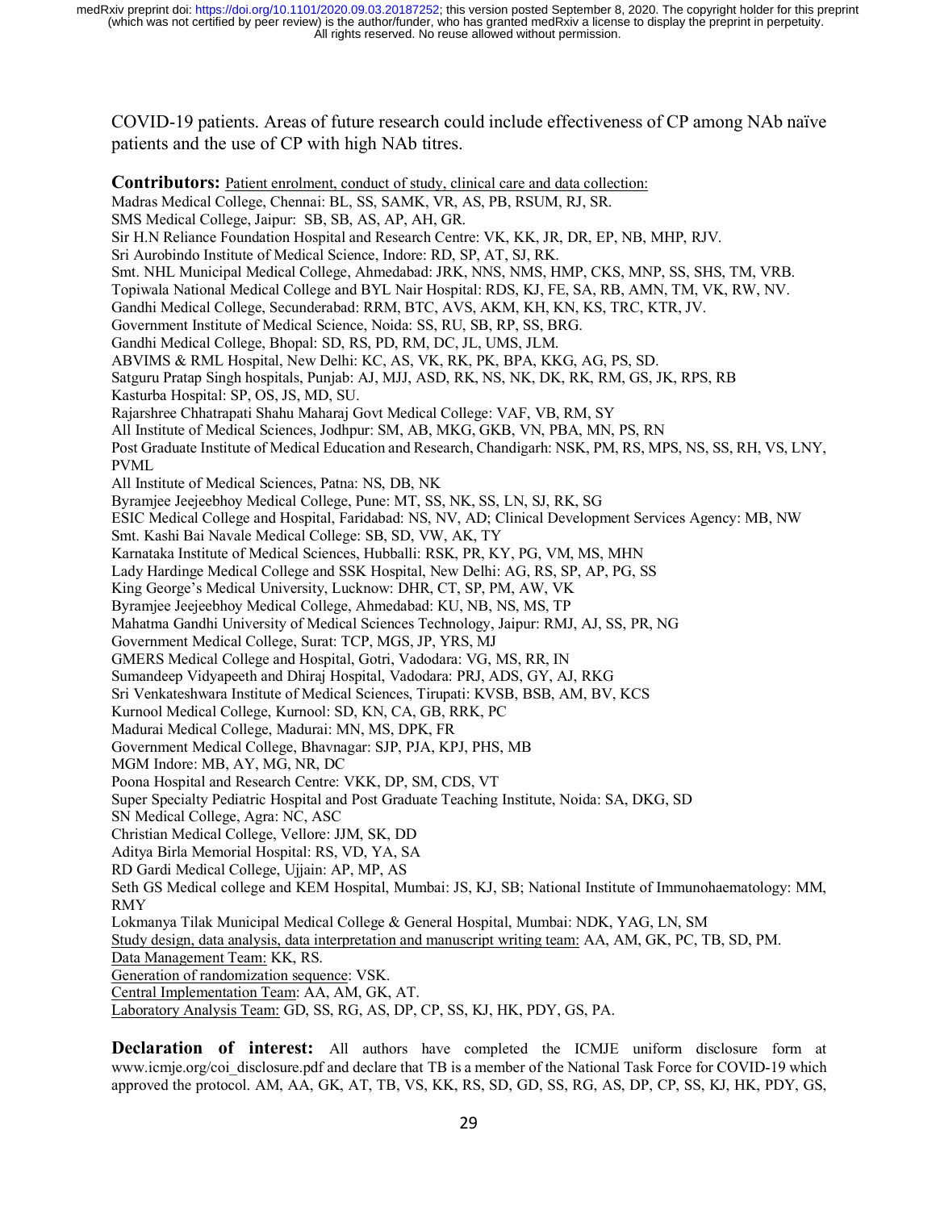COVID-19 patients. Areas of future research could include effectiveness of CP among NAb naïve patients and the use of CP with high NAb titres.

**Contributors:** Patient enrolment, conduct of study, clinical care and data collection:
Madras Medical College, Chennai: BL, SS, SAMK, VR, AS, PB, RSUM, RJ, SR.
SMS Medical College, Jaipur: SB, SB, AS, AP, AH, GR.
Sir H.N Reliance Foundation Hospital and Research Centre: VK, KK, JR, DR, EP, NB, MHP, RJV.
Sri Aurobindo Institute of Medical Science, Indore: RD, SP, AT, SJ, RK.
Smt. NHL Municipal Medical College, Ahmedabad: JRK, NNS, NMS, HMP, CKS, MNP, SS, SHS, TM, VRB.
Topiwala National Medical College and BYL Nair Hospital: RDS, KJ, FE, SA, RB, AMN, TM, VK, RW, NV.
Gandhi Medical College, Secunderabad: RRM, BTC, AVS, AKM, KH, KN, KS, TRC, KTR, JV.
Government Institute of Medical Science, Noida: SS, RU, SB, RP, SS, BRG.
Gandhi Medical College, Bhopal: SD, RS, PD, RM, DC, JL, UMS, JLM.
ABVIMS & RML Hospital, New Delhi: KC, AS, VK, RK, PK, BPA, KKG, AG, PS, SD.
Satguru Pratap Singh hospitals, Punjab: AJ, MJJ, ASD, RK, NS, NK, DK, RK, RM, GS, JK, RPS, RB
Kasturba Hospital: SP, OS, JS, MD, SU.
Rajarshree Chhatrapati Shahu Maharaj Govt Medical College: VAF, VB, RM, SY
All Institute of Medical Sciences, Jodhpur: SM, AB, MKG, GKB, VN, PBA, MN, PS, RN
Post Graduate Institute of Medical Education and Research, Chandigarh: NSK, PM, RS, MPS, NS, SS, RH, VS, LNY, PVML
All Institute of Medical Sciences, Patna: NS, DB, NK
Byramjee Jeejeebhoy Medical College, Pune: MT, SS, NK, SS, LN, SJ, RK, SG
ESIC Medical College and Hospital, Faridabad: NS, NV, AD; Clinical Development Services Agency: MB, NW
Smt. Kashi Bai Navale Medical College: SB, SD, VW, AK, TY
Karnataka Institute of Medical Sciences, Hubballi: RSK, PR, KY, PG, VM, MS, MHN
Lady Hardinge Medical College and SSK Hospital, New Delhi: AG, RS, SP, AP, PG, SS
King George's Medical University, Lucknow: DHR, CT, SP, PM, AW, VK
Byramjee Jeejeebhoy Medical College, Ahmedabad: KU, NB, NS, MS, TP
Mahatma Gandhi University of Medical Sciences Technology, Jaipur: RMJ, AJ, SS, PR, NG
Government Medical College, Surat: TCP, MGS, JP, YRS, MJ
GMERS Medical College and Hospital, Gotri, Vadodara: VG, MS, RR, IN
Sumandeep Vidyapeeth and Dhiraj Hospital, Vadodara: PRJ, ADS, GY, AJ, RKG
Sri Venkateshwara Institute of Medical Sciences, Tirupati: KVSB, BSB, AM, BV, KCS
Kurnool Medical College, Kurnool: SD, KN, CA, GB, RRK, PC
Madurai Medical College, Madurai: MN, MS, DPK, FR
Government Medical College, Bhavnagar: SJP, PJA, KPJ, PHS, MB
MGM Indore: MB, AY, MG, NR, DC
Poona Hospital and Research Centre: VKK, DP, SM, CDS, VT
Super Specialty Pediatric Hospital and Post Graduate Teaching Institute, Noida: SA, DKG, SD
SN Medical College, Agra: NC, ASC
Christian Medical College, Vellore: JJM, SK, DD
Aditya Birla Memorial Hospital: RS, VD, YA, SA
RD Gardi Medical College, Ujjain: AP, MP, AS
Seth GS Medical college and KEM Hospital, Mumbai: JS, KJ, SB; National Institute of Immunohaematology: MM, RMY
Lokmanya Tilak Municipal Medical College & General Hospital, Mumbai: NDK, YAG, LN, SM
Study design, data analysis, data interpretation and manuscript writing team: AA, AM, GK, PC, TB, SD, PM.
Data Management Team: KK, RS.
Generation of randomization sequence: VSK.
Central Implementation Team: AA, AM, GK, AT.
Laboratory Analysis Team: GD, SS, RG, AS, DP, CP, SS, KJ, HK, PDY, GS, PA.

**Declaration of interest:** All authors have completed the ICMJE uniform disclosure form at www.icmje.org/coi_disclosure.pdf and declare that TB is a member of the National Task Force for COVID-19 which approved the protocol. AM, AA, GK, AT, TB, VS, KK, RS, SD, GD, SS, RG, AS, DP, CP, SS, KJ, HK, PDY, GS,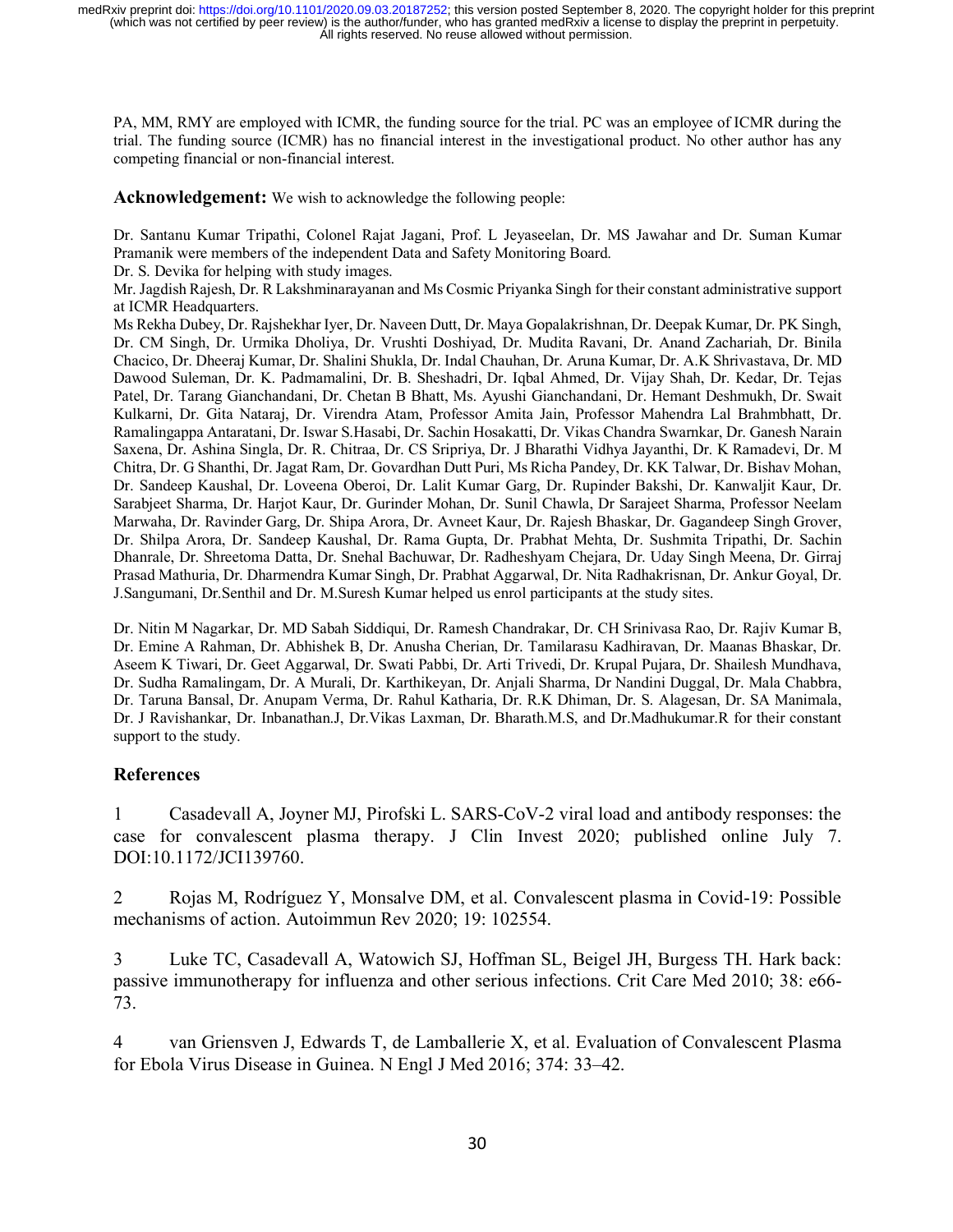PA, MM, RMY are employed with ICMR, the funding source for the trial. PC was an employee of ICMR during the trial. The funding source (ICMR) has no financial interest in the investigational product. No other author has any competing financial or non-financial interest.

**Acknowledgement:** We wish to acknowledge the following people:

Dr. Santanu Kumar Tripathi, Colonel Rajat Jagani, Prof. L Jeyaseelan, Dr. MS Jawahar and Dr. Suman Kumar Pramanik were members of the independent Data and Safety Monitoring Board.

Dr. S. Devika for helping with study images.

Mr. Jagdish Rajesh, Dr. R Lakshminarayanan and Ms Cosmic Priyanka Singh for their constant administrative support at ICMR Headquarters.

Ms Rekha Dubey, Dr. Rajshekhar Iyer, Dr. Naveen Dutt, Dr. Maya Gopalakrishnan, Dr. Deepak Kumar, Dr. PK Singh, Dr. CM Singh, Dr. Urmika Dholiya, Dr. Vrushti Doshiyad, Dr. Mudita Ravani, Dr. Anand Zachariah, Dr. Binila Chacico, Dr. Dheeraj Kumar, Dr. Shalini Shukla, Dr. Indal Chauhan, Dr. Aruna Kumar, Dr. A.K Shrivastava, Dr. MD Dawood Suleman, Dr. K. Padmamalini, Dr. B. Sheshadri, Dr. Iqbal Ahmed, Dr. Vijay Shah, Dr. Kedar, Dr. Tejas Patel, Dr. Tarang Gianchandani, Dr. Chetan B Bhatt, Ms. Ayushi Gianchandani, Dr. Hemant Deshmukh, Dr. Swait Kulkarni, Dr. Gita Nataraj, Dr. Virendra Atam, Professor Amita Jain, Professor Mahendra Lal Brahmbhatt, Dr. Ramalingappa Antaratani, Dr. Iswar S.Hasabi, Dr. Sachin Hosakatti, Dr. Vikas Chandra Swarnkar, Dr. Ganesh Narain Saxena, Dr. Ashina Singla, Dr. R. Chitraa, Dr. CS Sripriya, Dr. J Bharathi Vidhya Jayanthi, Dr. K Ramadevi, Dr. M Chitra, Dr. G Shanthi, Dr. Jagat Ram, Dr. Govardhan Dutt Puri, Ms Richa Pandey, Dr. KK Talwar, Dr. Bishav Mohan, Dr. Sandeep Kaushal, Dr. Loveena Oberoi, Dr. Lalit Kumar Garg, Dr. Rupinder Bakshi, Dr. Kanwaljit Kaur, Dr. Sarabjeet Sharma, Dr. Harjot Kaur, Dr. Gurinder Mohan, Dr. Sunil Chawla, Dr Sarajeet Sharma, Professor Neelam Marwaha, Dr. Ravinder Garg, Dr. Shipa Arora, Dr. Avneet Kaur, Dr. Rajesh Bhaskar, Dr. Gagandeep Singh Grover, Dr. Shilpa Arora, Dr. Sandeep Kaushal, Dr. Rama Gupta, Dr. Prabhat Mehta, Dr. Sushmita Tripathi, Dr. Sachin Dhanrale, Dr. Shreetoma Datta, Dr. Snehal Bachuwar, Dr. Radheshyam Chejara, Dr. Uday Singh Meena, Dr. Girraj Prasad Mathuria, Dr. Dharmendra Kumar Singh, Dr. Prabhat Aggarwal, Dr. Nita Radhakrisnan, Dr. Ankur Goyal, Dr. J.Sangumani, Dr.Senthil and Dr. M.Suresh Kumar helped us enrol participants at the study sites.

Dr. Nitin M Nagarkar, Dr. MD Sabah Siddiqui, Dr. Ramesh Chandrakar, Dr. CH Srinivasa Rao, Dr. Rajiv Kumar B, Dr. Emine A Rahman, Dr. Abhishek B, Dr. Anusha Cherian, Dr. Tamilarasu Kadhiravan, Dr. Maanas Bhaskar, Dr. Aseem K Tiwari, Dr. Geet Aggarwal, Dr. Swati Pabbi, Dr. Arti Trivedi, Dr. Krupal Pujara, Dr. Shailesh Mundhava, Dr. Sudha Ramalingam, Dr. A Murali, Dr. Karthikeyan, Dr. Anjali Sharma, Dr Nandini Duggal, Dr. Mala Chabbra, Dr. Taruna Bansal, Dr. Anupam Verma, Dr. Rahul Katharia, Dr. R.K Dhiman, Dr. S. Alagesan, Dr. SA Manimala, Dr. J Ravishankar, Dr. Inbanathan.J, Dr.Vikas Laxman, Dr. Bharath.M.S, and Dr.Madhukumar.R for their constant support to the study.

## References

1 Casadevall A, Joyner MJ, Pirofski L. SARS-CoV-2 viral load and antibody responses: the case for convalescent plasma therapy. J Clin Invest 2020; published online July 7. DOI:10.1172/JCI139760.

2 Rojas M, Rodríguez Y, Monsalve DM, et al. Convalescent plasma in Covid-19: Possible mechanisms of action. Autoimmun Rev 2020; 19: 102554.

3 Luke TC, Casadevall A, Watowich SJ, Hoffman SL, Beigel JH, Burgess TH. Hark back: passive immunotherapy for influenza and other serious infections. Crit Care Med 2010; 38: e66-73.

4 van Griensven J, Edwards T, de Lamballerie X, et al. Evaluation of Convalescent Plasma for Ebola Virus Disease in Guinea. N Engl J Med 2016; 374: 33–42.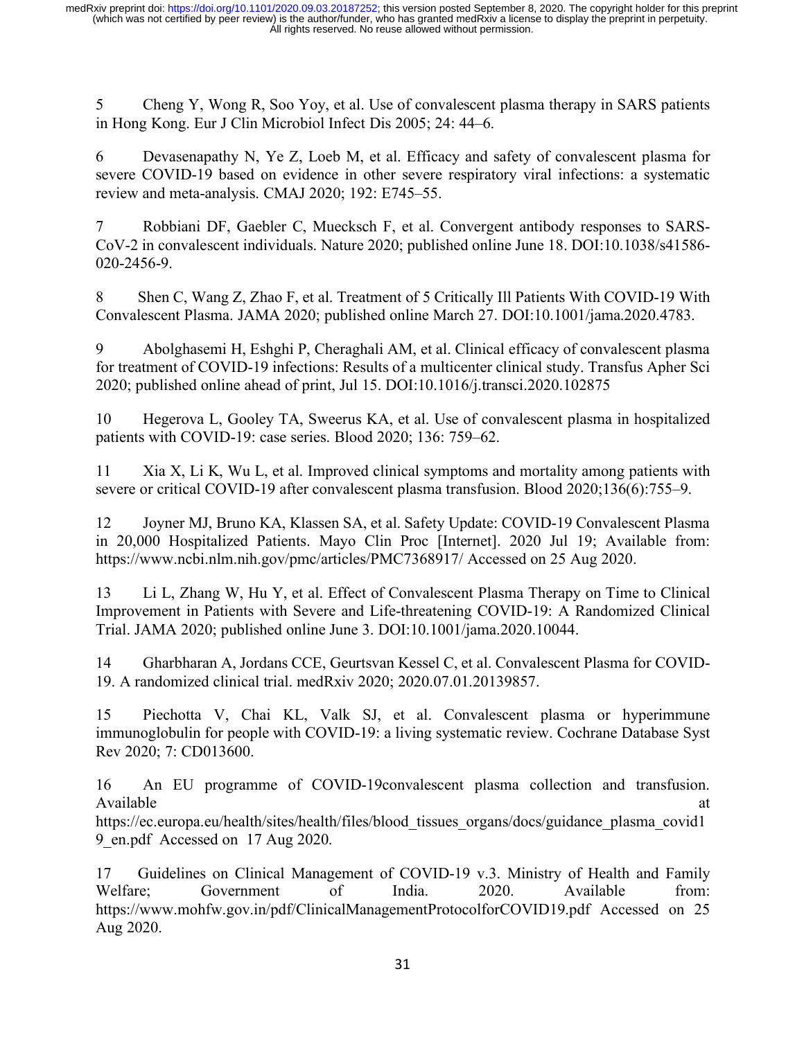5 Cheng Y, Wong R, Soo Yoy, et al. Use of convalescent plasma therapy in SARS patients in Hong Kong. Eur J Clin Microbiol Infect Dis 2005; 24: 44–6.

6 Devasenapathy N, Ye Z, Loeb M, et al. Efficacy and safety of convalescent plasma for severe COVID-19 based on evidence in other severe respiratory viral infections: a systematic review and meta-analysis. CMAJ 2020; 192: E745–55.

7 Robbiani DF, Gaebler C, Muecksch F, et al. Convergent antibody responses to SARS-CoV-2 in convalescent individuals. Nature 2020; published online June 18. DOI:10.1038/s41586-020-2456-9.

8 Shen C, Wang Z, Zhao F, et al. Treatment of 5 Critically Ill Patients With COVID-19 With Convalescent Plasma. JAMA 2020; published online March 27. DOI:10.1001/jama.2020.4783.

9 Abolghasemi H, Eshghi P, Cheraghali AM, et al. Clinical efficacy of convalescent plasma for treatment of COVID-19 infections: Results of a multicenter clinical study. Transfus Apher Sci 2020; published online ahead of print, Jul 15. DOI:10.1016/j.transci.2020.102875

10 Hegerova L, Gooley TA, Sweerus KA, et al. Use of convalescent plasma in hospitalized patients with COVID-19: case series. Blood 2020; 136: 759–62.

11 Xia X, Li K, Wu L, et al. Improved clinical symptoms and mortality among patients with severe or critical COVID-19 after convalescent plasma transfusion. Blood 2020;136(6):755–9.

12 Joyner MJ, Bruno KA, Klassen SA, et al. Safety Update: COVID-19 Convalescent Plasma in 20,000 Hospitalized Patients. Mayo Clin Proc [Internet]. 2020 Jul 19; Available from: https://www.ncbi.nlm.nih.gov/pmc/articles/PMC7368917/ Accessed on 25 Aug 2020.

13 Li L, Zhang W, Hu Y, et al. Effect of Convalescent Plasma Therapy on Time to Clinical Improvement in Patients with Severe and Life-threatening COVID-19: A Randomized Clinical Trial. JAMA 2020; published online June 3. DOI:10.1001/jama.2020.10044.

14 Gharbharan A, Jordans CCE, Geurtsvan Kessel C, et al. Convalescent Plasma for COVID-19. A randomized clinical trial. medRxiv 2020; 2020.07.01.20139857.

15 Piechotta V, Chai KL, Valk SJ, et al. Convalescent plasma or hyperimmune immunoglobulin for people with COVID-19: a living systematic review. Cochrane Database Syst Rev 2020; 7: CD013600.

16 An EU programme of COVID-19convalescent plasma collection and transfusion. Available at https://ec.europa.eu/health/sites/health/files/blood_tissues_organs/docs/guidance_plasma_covid19_en.pdf Accessed on 17 Aug 2020.

17 Guidelines on Clinical Management of COVID-19 v.3. Ministry of Health and Family Welfare; Government of India. 2020. Available from: https://www.mohfw.gov.in/pdf/ClinicalManagementProtocolforCOVID19.pdf Accessed on 25 Aug 2020.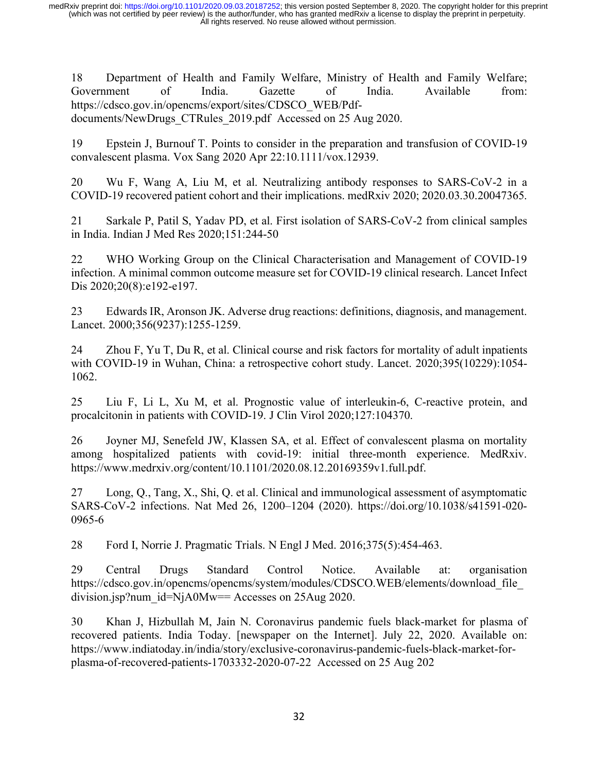18 Department of Health and Family Welfare, Ministry of Health and Family Welfare; Government of India. Gazette of India. Available from: https://cdsco.gov.in/opencms/export/sites/CDSCO_WEB/Pdf-documents/NewDrugs_CTRules_2019.pdf Accessed on 25 Aug 2020.

19 Epstein J, Burnouf T. Points to consider in the preparation and transfusion of COVID-19 convalescent plasma. Vox Sang 2020 Apr 22:10.1111/vox.12939.

20 Wu F, Wang A, Liu M, et al. Neutralizing antibody responses to SARS-CoV-2 in a COVID-19 recovered patient cohort and their implications. medRxiv 2020; 2020.03.30.20047365.

21 Sarkale P, Patil S, Yadav PD, et al. First isolation of SARS-CoV-2 from clinical samples in India. Indian J Med Res 2020;151:244-50

22 WHO Working Group on the Clinical Characterisation and Management of COVID-19 infection. A minimal common outcome measure set for COVID-19 clinical research. Lancet Infect Dis 2020;20(8):e192-e197.

23 Edwards IR, Aronson JK. Adverse drug reactions: definitions, diagnosis, and management. Lancet. 2000;356(9237):1255-1259.

24 Zhou F, Yu T, Du R, et al. Clinical course and risk factors for mortality of adult inpatients with COVID-19 in Wuhan, China: a retrospective cohort study. Lancet. 2020;395(10229):1054-1062.

25 Liu F, Li L, Xu M, et al. Prognostic value of interleukin-6, C-reactive protein, and procalcitonin in patients with COVID-19. J Clin Virol 2020;127:104370.

26 Joyner MJ, Senefeld JW, Klassen SA, et al. Effect of convalescent plasma on mortality among hospitalized patients with covid-19: initial three-month experience. MedRxiv. https://www.medrxiv.org/content/10.1101/2020.08.12.20169359v1.full.pdf.

27 Long, Q., Tang, X., Shi, Q. et al. Clinical and immunological assessment of asymptomatic SARS-CoV-2 infections. Nat Med 26, 1200–1204 (2020). https://doi.org/10.1038/s41591-020-0965-6

28 Ford I, Norrie J. Pragmatic Trials. N Engl J Med. 2016;375(5):454-463.

29 Central Drugs Standard Control Notice. Available at: organisation https://cdsco.gov.in/opencms/opencms/system/modules/CDSCO.WEB/elements/download_file_division.jsp?num_id=NjA0Mw== Accesses on 25Aug 2020.

30 Khan J, Hizbullah M, Jain N. Coronavirus pandemic fuels black-market for plasma of recovered patients. India Today. [newspaper on the Internet]. July 22, 2020. Available on: https://www.indiatoday.in/india/story/exclusive-coronavirus-pandemic-fuels-black-market-for-plasma-of-recovered-patients-1703332-2020-07-22 Accessed on 25 Aug 202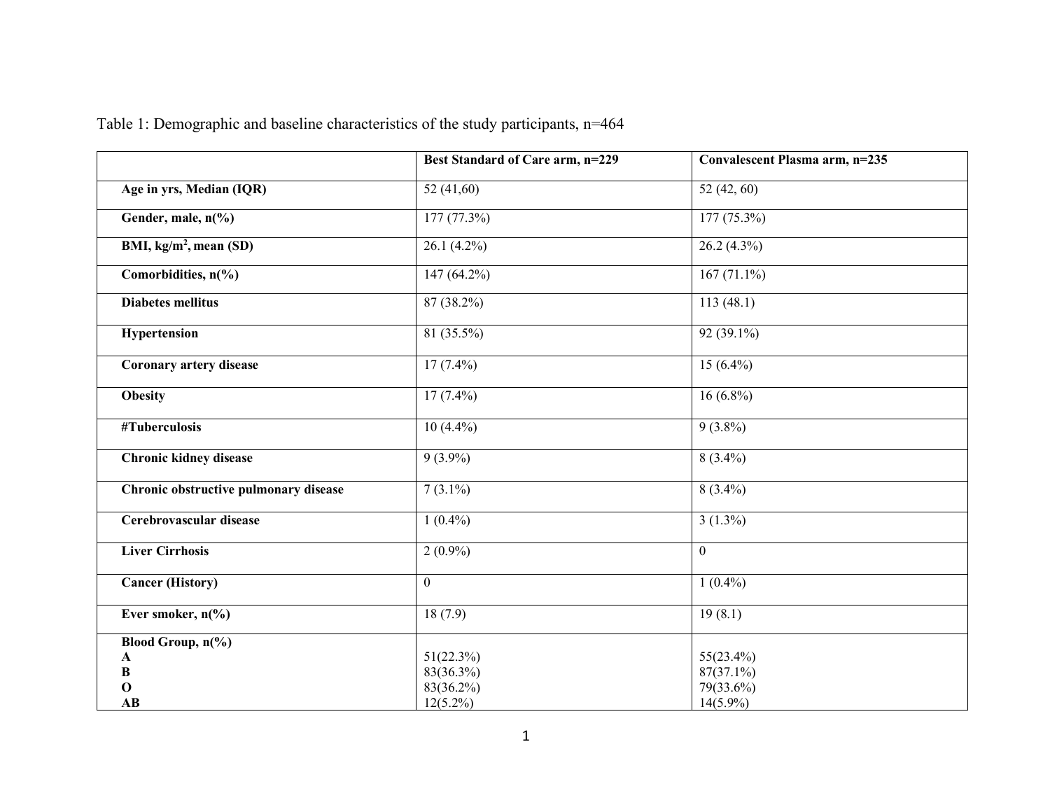Table 1: Demographic and baseline characteristics of the study participants, n=464

| | Best Standard of Care arm, n=229 | Convalescent Plasma arm, n=235 |
|---|---|---|
| **Age in yrs, Median (IQR)** | 52 (41,60) | 52 (42, 60) |
| **Gender, male, n(%)** | 177 (77.3%) | 177 (75.3%) |
| **BMI, kg/m$^2$, mean (SD)** | 26.1 (4.2%) | 26.2 (4.3%) |
| **Comorbidities, n(%)** | 147 (64.2%) | 167 (71.1%) |
| **Diabetes mellitus** | 87 (38.2%) | 113 (48.1) |
| **Hypertension** | 81 (35.5%) | 92 (39.1%) |
| **Coronary artery disease** | 17 (7.4%) | 15 (6.4%) |
| **Obesity** | 17 (7.4%) | 16 (6.8%) |
| **#Tuberculosis** | 10 (4.4%) | 9 (3.8%) |
| **Chronic kidney disease** | 9 (3.9%) | 8 (3.4%) |
| **Chronic obstructive pulmonary disease** | 7 (3.1%) | 8 (3.4%) |
| **Cerebrovascular disease** | 1 (0.4%) | 3 (1.3%) |
| **Liver Cirrhosis** | 2 (0.9%) | 0 |
| **Cancer (History)** | 0 | 1 (0.4%) |
| **Ever smoker, n(%)** | 18 (7.9) | 19 (8.1) |
| **Blood Group, n(%)** | | |
| **A** | 51(22.3%) | 55(23.4%) |
| **B** | 83(36.3%) | 87(37.1%) |
| **O** | 83(36.2%) | 79(33.6%) |
| **AB** | 12(5.2%) | 14(5.9%) |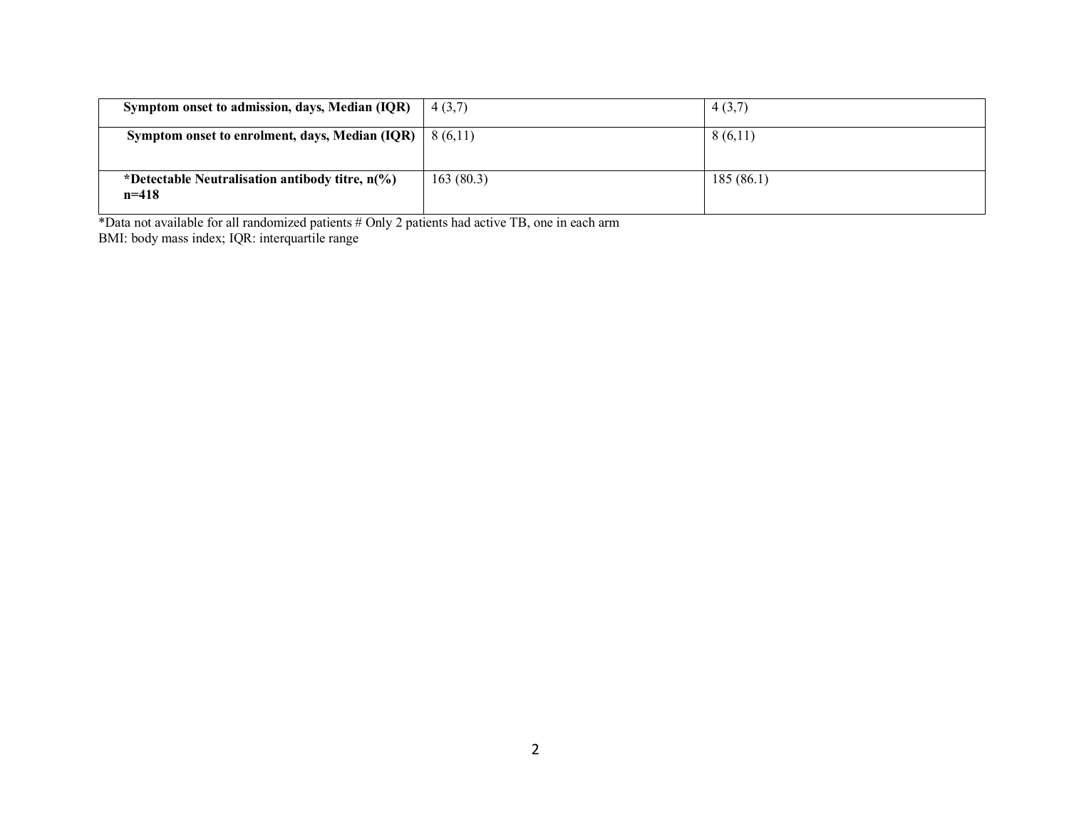| **Symptom onset to admission, days, Median (IQR)** | 4 (3,7) | 4 (3,7) |
|---|---|---|
| **Symptom onset to enrolment, days, Median (IQR)** | 8 (6,11) | 8 (6,11) |
| ***Detectable Neutralisation antibody titre, n(%) n=418** | 163 (80.3) | 185 (86.1) |

*Data not available for all randomized patients # Only 2 patients had active TB, one in each arm
BMI: body mass index; IQR: interquartile range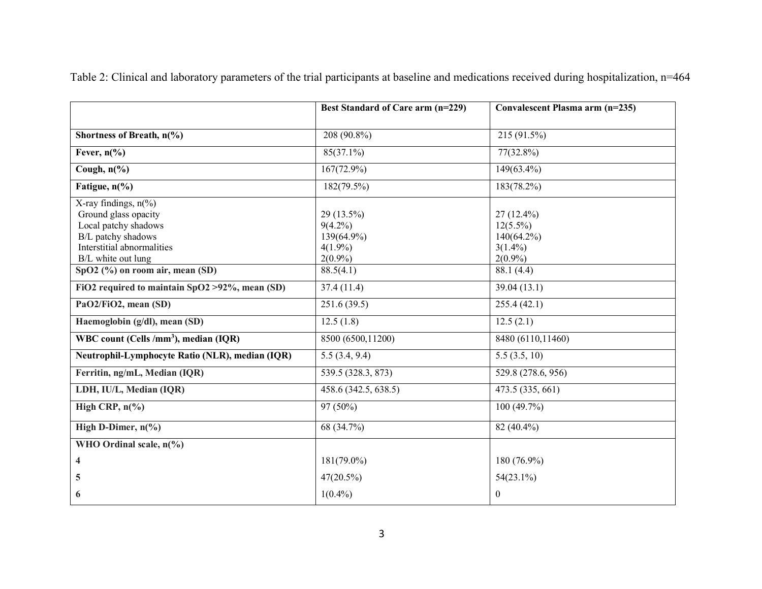Table 2: Clinical and laboratory parameters of the trial participants at baseline and medications received during hospitalization, n=464

| | Best Standard of Care arm (n=229) | Convalescent Plasma arm (n=235) |
|---|---|---|
| **Shortness of Breath, n(%)** | 208 (90.8%) | 215 (91.5%) |
| **Fever, n(%)** | 85(37.1%) | 77(32.8%) |
| **Cough, n(%)** | 167(72.9%) | 149(63.4%) |
| **Fatigue, n(%)** | 182(79.5%) | 183(78.2%) |
| X-ray findings, n(%) | | |
| Ground glass opacity | 29 (13.5%) | 27 (12.4%) |
| Local patchy shadows | 9(4.2%) | 12(5.5%) |
| B/L patchy shadows | 139(64.9%) | 140(64.2%) |
| Interstitial abnormalities | 4(1.9%) | 3(1.4%) |
| B/L white out lung | 2(0.9%) | 2(0.9%) |
| **$SpO_2$ (%) on room air, mean (SD)** | 88.5(4.1) | 88.1 (4.4) |
| **$FiO_2$ required to maintain $SpO_2$ >92%, mean (SD)** | 37.4 (11.4) | 39.04 (13.1) |
| **$PaO_2/FiO_2$, mean (SD)** | 251.6 (39.5) | 255.4 (42.1) |
| **Haemoglobin (g/dl), mean (SD)** | 12.5 (1.8) | 12.5 (2.1) |
| **WBC count (Cells /$mm^3$), median (IQR)** | 8500 (6500,11200) | 8480 (6110,11460) |
| **Neutrophil-Lymphocyte Ratio (NLR), median (IQR)** | 5.5 (3.4, 9.4) | 5.5 (3.5, 10) |
| **Ferritin, ng/mL, Median (IQR)** | 539.5 (328.3, 873) | 529.8 (278.6, 956) |
| **LDH, IU/L, Median (IQR)** | 458.6 (342.5, 638.5) | 473.5 (335, 661) |
| **High CRP, n(%)** | 97 (50%) | 100 (49.7%) |
| **High D-Dimer, n(%)** | 68 (34.7%) | 82 (40.4%) |
| **WHO Ordinal scale, n(%)** | | |
| **4** | 181(79.0%) | 180 (76.9%) |
| **5** | 47(20.5%) | 54(23.1%) |
| **6** | 1(0.4%) | 0 |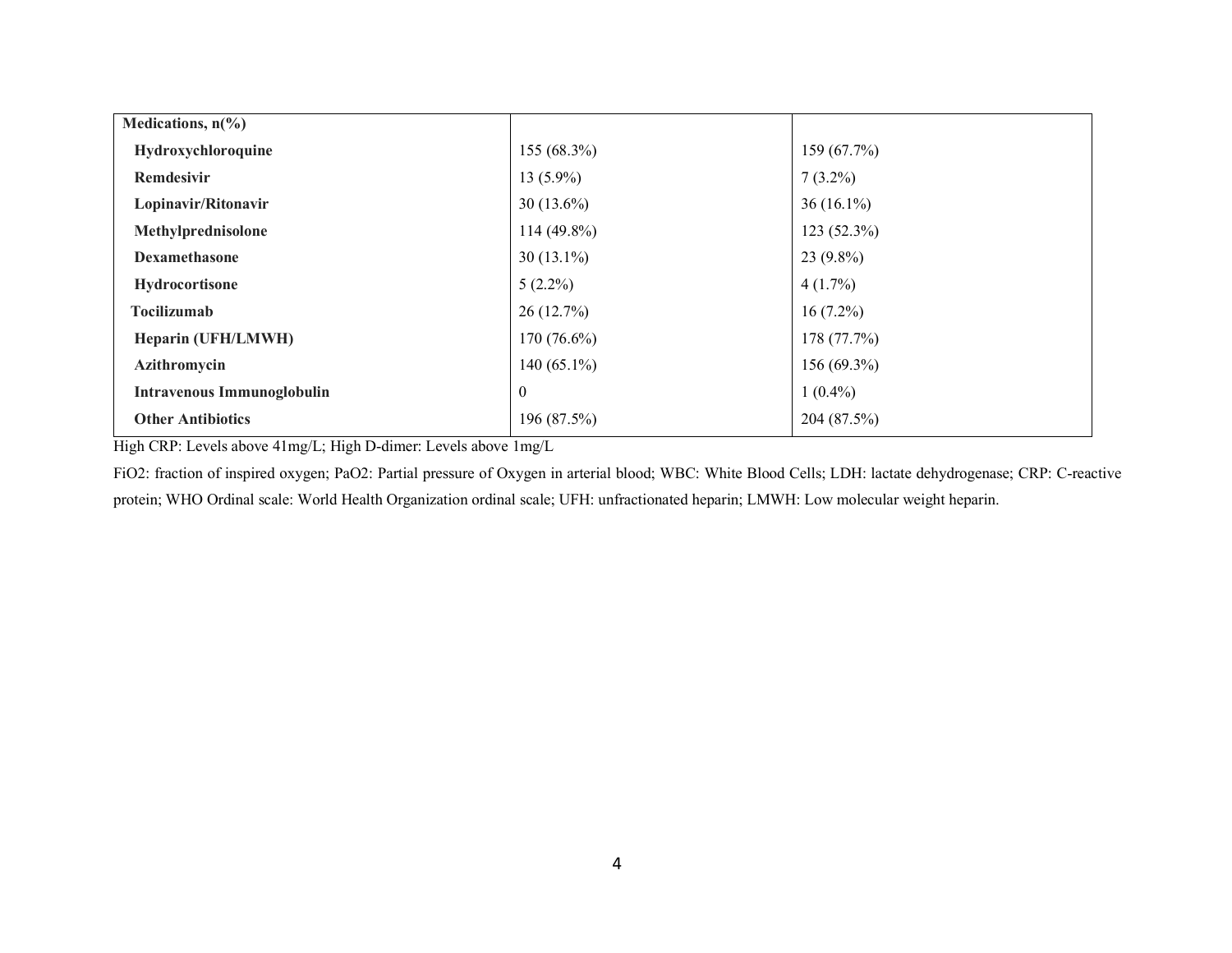| Medications, n(%) | | |
|---|---|---|
| **Hydroxychloroquine** | 155 (68.3%) | 159 (67.7%) |
| **Remdesivir** | 13 (5.9%) | 7 (3.2%) |
| **Lopinavir/Ritonavir** | 30 (13.6%) | 36 (16.1%) |
| **Methylprednisolone** | 114 (49.8%) | 123 (52.3%) |
| **Dexamethasone** | 30 (13.1%) | 23 (9.8%) |
| **Hydrocortisone** | 5 (2.2%) | 4 (1.7%) |
| **Tocilizumab** | 26 (12.7%) | 16 (7.2%) |
| **Heparin (UFH/LMWH)** | 170 (76.6%) | 178 (77.7%) |
| **Azithromycin** | 140 (65.1%) | 156 (69.3%) |
| **Intravenous Immunoglobulin** | 0 | 1 (0.4%) |
| **Other Antibiotics** | 196 (87.5%) | 204 (87.5%) |

High CRP: Levels above 41mg/L; High D-dimer: Levels above 1mg/L

$FiO_2$: fraction of inspired oxygen; $PaO_2$: Partial pressure of Oxygen in arterial blood; WBC: White Blood Cells; LDH: lactate dehydrogenase; CRP: C-reactive protein; WHO Ordinal scale: World Health Organization ordinal scale; UFH: unfractionated heparin; LMWH: Low molecular weight heparin.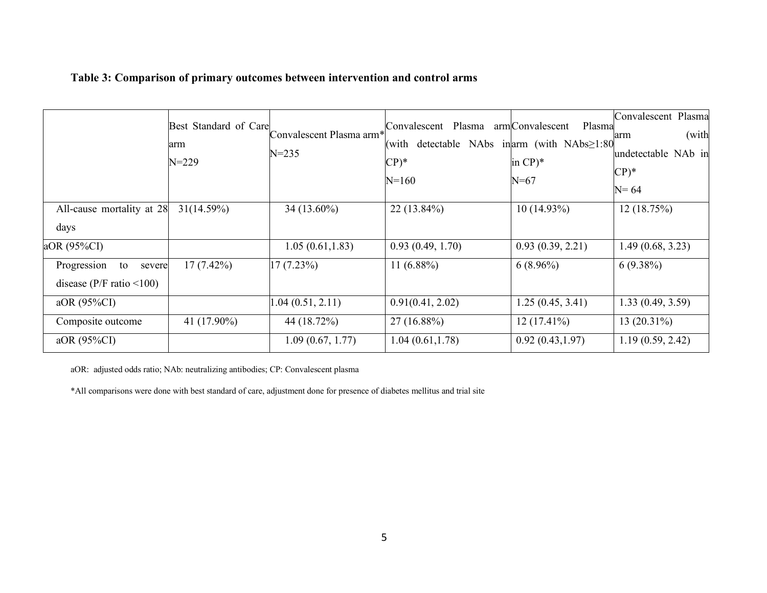**Table 3: Comparison of primary outcomes between intervention and control arms**

| | Best Standard of Care arm N=229 | Convalescent Plasma arm* N=235 | Convalescent Plasma arm (with detectable NAbs in CP)* N=160 | Convalescent Plasma arm (with NAbs≥1:80 in CP)* N=67 | Convalescent Plasma arm (with undetectable NAb in CP)* N= 64 |
|---|---|---|---|---|---|
| All-cause mortality at 28 days | 31(14.59%) | 34 (13.60%) | 22 (13.84%) | 10 (14.93%) | 12 (18.75%) |
| aOR (95%CI) | | 1.05 (0.61,1.83) | 0.93 (0.49, 1.70) | 0.93 (0.39, 2.21) | 1.49 (0.68, 3.23) |
| Progression to severe disease (P/F ratio <100) | 17 (7.42%) | 17 (7.23%) | 11 (6.88%) | 6 (8.96%) | 6 (9.38%) |
| aOR (95%CI) | | 1.04 (0.51, 2.11) | 0.91(0.41, 2.02) | 1.25 (0.45, 3.41) | 1.33 (0.49, 3.59) |
| Composite outcome | 41 (17.90%) | 44 (18.72%) | 27 (16.88%) | 12 (17.41%) | 13 (20.31%) |
| aOR (95%CI) | | 1.09 (0.67, 1.77) | 1.04 (0.61,1.78) | 0.92 (0.43,1.97) | 1.19 (0.59, 2.42) |

aOR: adjusted odds ratio; NAb: neutralizing antibodies; CP: Convalescent plasma

*All comparisons were done with best standard of care, adjustment done for presence of diabetes mellitus and trial site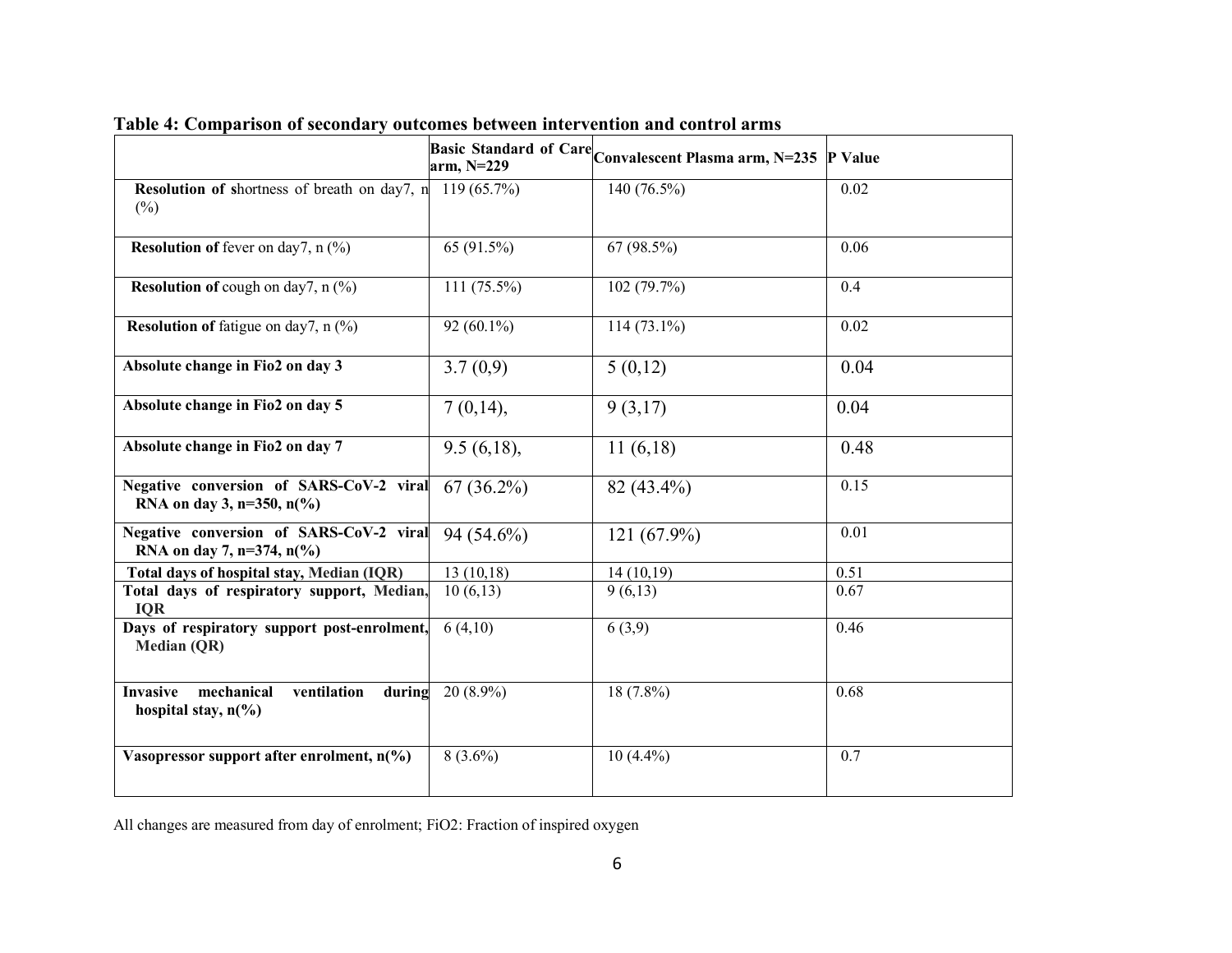**Table 4: Comparison of secondary outcomes between intervention and control arms**

| | Basic Standard of Care arm, N=229 | Convalescent Plasma arm, N=235 | P Value |
|---|---|---|---|
| **Resolution of s**hortness of breath on day7, n (%) | 119 (65.7%) | 140 (76.5%) | 0.02 |
| **Resolution of** fever on day7, n (%) | 65 (91.5%) | 67 (98.5%) | 0.06 |
| **Resolution of** cough on day7, n (%) | 111 (75.5%) | 102 (79.7%) | 0.4 |
| **Resolution of** fatigue on day7, n (%) | 92 (60.1%) | 114 (73.1%) | 0.02 |
| **Absolute change in Fio2 on day 3** | 3.7 (0,9) | 5 (0,12) | 0.04 |
| **Absolute change in Fio2 on day 5** | 7 (0,14), | 9 (3,17) | 0.04 |
| **Absolute change in Fio2 on day 7** | 9.5 (6,18), | 11 (6,18) | 0.48 |
| **Negative conversion of SARS-CoV-2 viral RNA on day 3, n=350, n(%)** | 67 (36.2%) | 82 (43.4%) | 0.15 |
| **Negative conversion of SARS-CoV-2 viral RNA on day 7, n=374, n(%)** | 94 (54.6%) | 121 (67.9%) | 0.01 |
| **Total days of hospital stay, Median (IQR)** | 13 (10,18) | 14 (10,19) | 0.51 |
| **Total days of respiratory support, Median, IQR** | 10 (6,13) | 9 (6,13) | 0.67 |
| **Days of respiratory support post-enrolment, Median (QR)** | 6 (4,10) | 6 (3,9) | 0.46 |
| **Invasive mechanical ventilation during hospital stay, n(%)** | 20 (8.9%) | 18 (7.8%) | 0.68 |
| **Vasopressor support after enrolment, n(%)** | 8 (3.6%) | 10 (4.4%) | 0.7 |

All changes are measured from day of enrolment; FiO2: Fraction of inspired oxygen